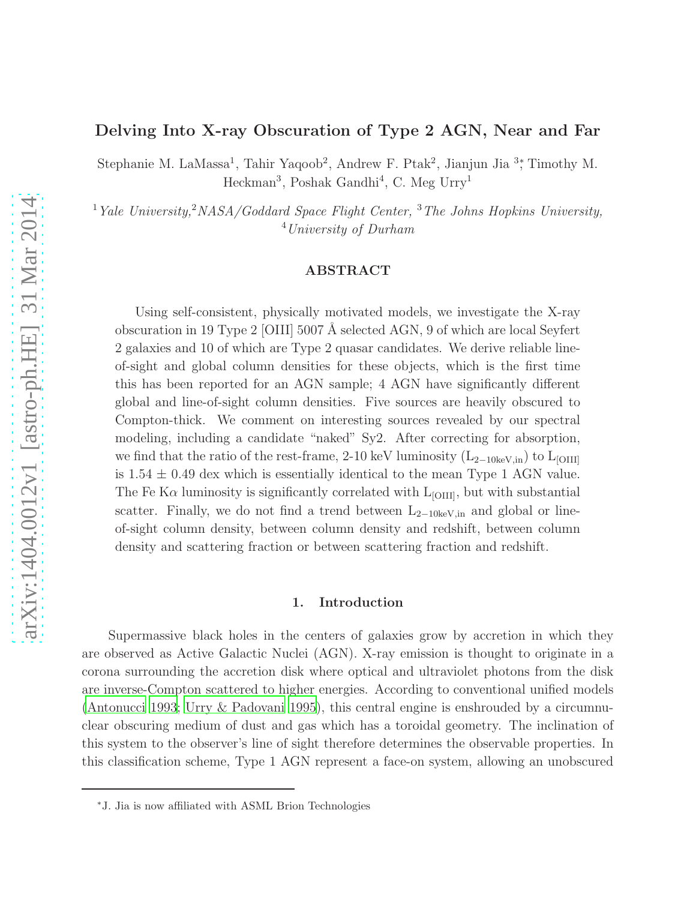# Delving Into X-ray Obscuration of Type 2 AGN, Near and Far

Stephanie M. LaMassa[1], Tahir Yaqoob[2], Andrew F. Ptak[2], Jianjun Jia [3,*], Timothy M. Heckman[3], Poshak Gandhi[4], C. Meg Urry[1]

[1] *Yale University,* [2] *NASA/Goddard Space Flight Center,* [3] *The Johns Hopkins University,* [4] *University of Durham*

## ABSTRACT

Using self-consistent, physically motivated models, we investigate the X-ray obscuration in 19 Type 2 [OIII] 5007 Å selected AGN, 9 of which are local Seyfert 2 galaxies and 10 of which are Type 2 quasar candidates. We derive reliable line-of-sight and global column densities for these objects, which is the first time this has been reported for an AGN sample; 4 AGN have significantly different global and line-of-sight column densities. Five sources are heavily obscured to Compton-thick. We comment on interesting sources revealed by our spectral modeling, including a candidate "naked" Sy2. After correcting for absorption, we find that the ratio of the rest-frame, 2-10 keV luminosity ($L_{2-10keV,in}$) to $L_{[OIII]}$ is 1.54 ± 0.49 dex which is essentially identical to the mean Type 1 AGN value. The Fe Kα luminosity is significantly correlated with $L_{[OIII]}$, but with substantial scatter. Finally, we do not find a trend between $L_{2-10keV,in}$ and global or line-of-sight column density, between column density and redshift, between column density and scattering fraction or between scattering fraction and redshift.

## 1. Introduction

Supermassive black holes in the centers of galaxies grow by accretion in which they are observed as Active Galactic Nuclei (AGN). X-ray emission is thought to originate in a corona surrounding the accretion disk where optical and ultraviolet photons from the disk are inverse-Compton scattered to higher energies. According to conventional unified models (Antonucci 1993; Urry & Padovani 1995), this central engine is enshrouded by a circumnuclear obscuring medium of dust and gas which has a toroidal geometry. The inclination of this system to the observer's line of sight therefore determines the observable properties. In this classification scheme, Type 1 AGN represent a face-on system, allowing an unobscured

---

[*] J. Jia is now affiliated with ASML Brion Technologies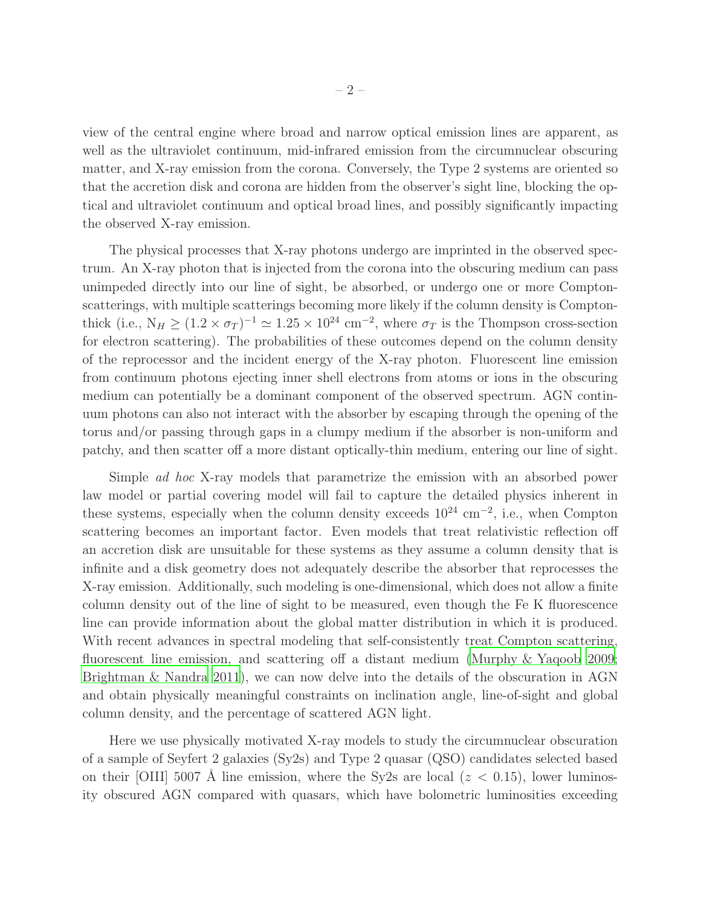view of the central engine where broad and narrow optical emission lines are apparent, as well as the ultraviolet continuum, mid-infrared emission from the circumnuclear obscuring matter, and X-ray emission from the corona. Conversely, the Type 2 systems are oriented so that the accretion disk and corona are hidden from the observer's sight line, blocking the optical and ultraviolet continuum and optical broad lines, and possibly significantly impacting the observed X-ray emission.

The physical processes that X-ray photons undergo are imprinted in the observed spectrum. An X-ray photon that is injected from the corona into the obscuring medium can pass unimpeded directly into our line of sight, be absorbed, or undergo one or more Compton-scatterings, with multiple scatterings becoming more likely if the column density is Compton-thick (i.e., $N_H \geq (1.2 \times \sigma_T)^{-1} \simeq 1.25 \times 10^{24}$ cm$^{-2}$, where $\sigma_T$ is the Thompson cross-section for electron scattering). The probabilities of these outcomes depend on the column density of the reprocessor and the incident energy of the X-ray photon. Fluorescent line emission from continuum photons ejecting inner shell electrons from atoms or ions in the obscuring medium can potentially be a dominant component of the observed spectrum. AGN continuum photons can also not interact with the absorber by escaping through the opening of the torus and/or passing through gaps in a clumpy medium if the absorber is non-uniform and patchy, and then scatter off a more distant optically-thin medium, entering our line of sight.

Simple *ad hoc* X-ray models that parametrize the emission with an absorbed power law model or partial covering model will fail to capture the detailed physics inherent in these systems, especially when the column density exceeds $10^{24}$ cm$^{-2}$, i.e., when Compton scattering becomes an important factor. Even models that treat relativistic reflection off an accretion disk are unsuitable for these systems as they assume a column density that is infinite and a disk geometry does not adequately describe the absorber that reprocesses the X-ray emission. Additionally, such modeling is one-dimensional, which does not allow a finite column density out of the line of sight to be measured, even though the Fe K fluorescence line can provide information about the global matter distribution in which it is produced. With recent advances in spectral modeling that self-consistently treat Compton scattering, fluorescent line emission, and scattering off a distant medium (Murphy & Yaqoob 2009; Brightman & Nandra 2011), we can now delve into the details of the obscuration in AGN and obtain physically meaningful constraints on inclination angle, line-of-sight and global column density, and the percentage of scattered AGN light.

Here we use physically motivated X-ray models to study the circumnuclear obscuration of a sample of Seyfert 2 galaxies (Sy2s) and Type 2 quasar (QSO) candidates selected based on their [OIII] 5007 Å line emission, where the Sy2s are local ($z < 0.15$), lower luminosity obscured AGN compared with quasars, which have bolometric luminosities exceeding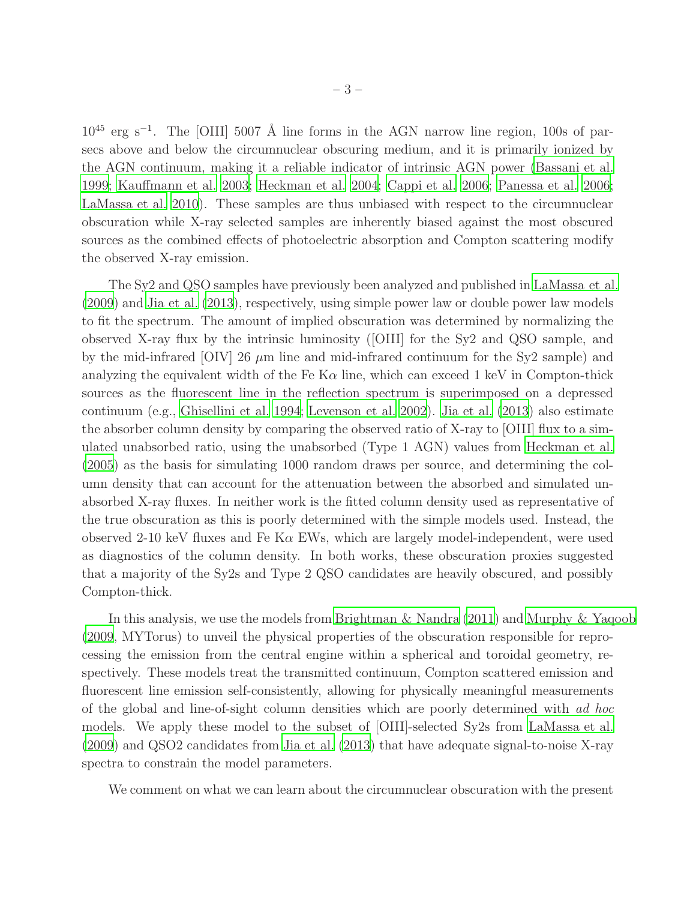$10^{45}$ erg s$^{-1}$. The [OIII] 5007 Å line forms in the AGN narrow line region, 100s of parsecs above and below the circumnuclear obscuring medium, and it is primarily ionized by the AGN continuum, making it a reliable indicator of intrinsic AGN power (Bassani et al. 1999; Kauffmann et al. 2003; Heckman et al. 2004; Cappi et al. 2006; Panessa et al. 2006; LaMassa et al. 2010). These samples are thus unbiased with respect to the circumnuclear obscuration while X-ray selected samples are inherently biased against the most obscured sources as the combined effects of photoelectric absorption and Compton scattering modify the observed X-ray emission.

The Sy2 and QSO samples have previously been analyzed and published in LaMassa et al. (2009) and Jia et al. (2013), respectively, using simple power law or double power law models to fit the spectrum. The amount of implied obscuration was determined by normalizing the observed X-ray flux by the intrinsic luminosity ([OIII] for the Sy2 and QSO sample, and by the mid-infrared [OIV] 26 $\mu$m line and mid-infrared continuum for the Sy2 sample) and analyzing the equivalent width of the Fe K$\alpha$ line, which can exceed 1 keV in Compton-thick sources as the fluorescent line in the reflection spectrum is superimposed on a depressed continuum (e.g., Ghisellini et al. 1994; Levenson et al. 2002). Jia et al. (2013) also estimate the absorber column density by comparing the observed ratio of X-ray to [OIII] flux to a simulated unabsorbed ratio, using the unabsorbed (Type 1 AGN) values from Heckman et al. (2005) as the basis for simulating 1000 random draws per source, and determining the column density that can account for the attenuation between the absorbed and simulated unabsorbed X-ray fluxes. In neither work is the fitted column density used as representative of the true obscuration as this is poorly determined with the simple models used. Instead, the observed 2-10 keV fluxes and Fe K$\alpha$ EWs, which are largely model-independent, were used as diagnostics of the column density. In both works, these obscuration proxies suggested that a majority of the Sy2s and Type 2 QSO candidates are heavily obscured, and possibly Compton-thick.

In this analysis, we use the models from Brightman & Nandra (2011) and Murphy & Yaqoob (2009, MYTorus) to unveil the physical properties of the obscuration responsible for reprocessing the emission from the central engine within a spherical and toroidal geometry, respectively. These models treat the transmitted continuum, Compton scattered emission and fluorescent line emission self-consistently, allowing for physically meaningful measurements of the global and line-of-sight column densities which are poorly determined with *ad hoc* models. We apply these model to the subset of [OIII]-selected Sy2s from LaMassa et al. (2009) and QSO2 candidates from Jia et al. (2013) that have adequate signal-to-noise X-ray spectra to constrain the model parameters.

We comment on what we can learn about the circumnuclear obscuration with the present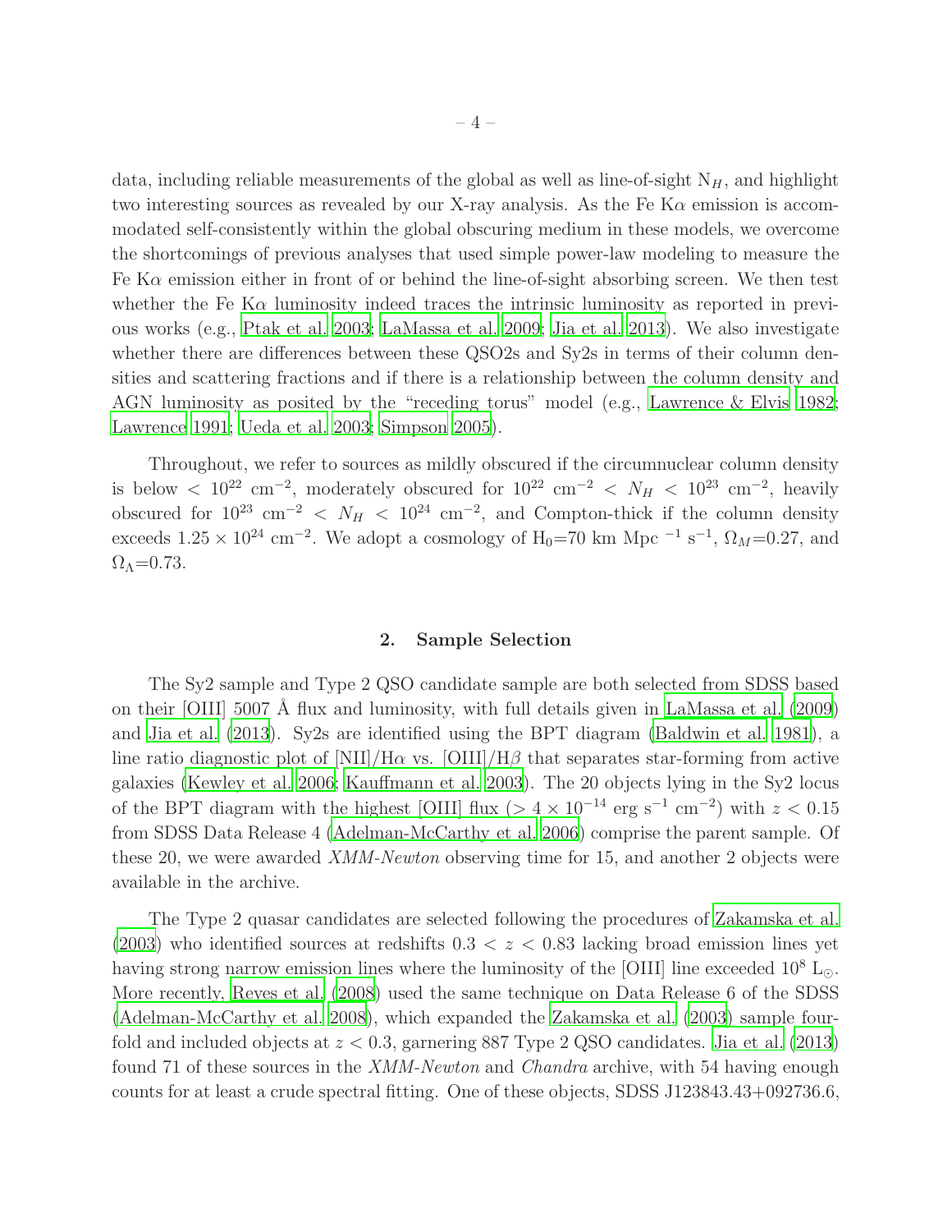data, including reliable measurements of the global as well as line-of-sight $N_H$, and highlight two interesting sources as revealed by our X-ray analysis. As the Fe K$\alpha$ emission is accommodated self-consistently within the global obscuring medium in these models, we overcome the shortcomings of previous analyses that used simple power-law modeling to measure the Fe K$\alpha$ emission either in front of or behind the line-of-sight absorbing screen. We then test whether the Fe K$\alpha$ luminosity indeed traces the intrinsic luminosity as reported in previous works (e.g., Ptak et al. 2003; LaMassa et al. 2009; Jia et al. 2013). We also investigate whether there are differences between these QSO2s and Sy2s in terms of their column densities and scattering fractions and if there is a relationship between the column density and AGN luminosity as posited by the "receding torus" model (e.g., Lawrence & Elvis 1982; Lawrence 1991; Ueda et al. 2003; Simpson 2005).

Throughout, we refer to sources as mildly obscured if the circumnuclear column density is below $< 10^{22}$ cm$^{-2}$, moderately obscured for $10^{22}$ cm$^{-2}$ $< N_H <$ $10^{23}$ cm$^{-2}$, heavily obscured for $10^{23}$ cm$^{-2}$ $< N_H <$ $10^{24}$ cm$^{-2}$, and Compton-thick if the column density exceeds $1.25 \times 10^{24}$ cm$^{-2}$. We adopt a cosmology of $H_0$=70 km Mpc $^{-1}$ s$^{-1}$, $\Omega_M$=0.27, and $\Omega_\Lambda$=0.73.

## 2. Sample Selection

The Sy2 sample and Type 2 QSO candidate sample are both selected from SDSS based on their [OIII] 5007 Å flux and luminosity, with full details given in LaMassa et al. (2009) and Jia et al. (2013). Sy2s are identified using the BPT diagram (Baldwin et al. 1981), a line ratio diagnostic plot of [NII]/H$\alpha$ vs. [OIII]/H$\beta$ that separates star-forming from active galaxies (Kewley et al. 2006; Kauffmann et al. 2003). The 20 objects lying in the Sy2 locus of the BPT diagram with the highest [OIII] flux ($> 4 \times 10^{-14}$ erg s$^{-1}$ cm$^{-2}$) with $z < 0.15$ from SDSS Data Release 4 (Adelman-McCarthy et al. 2006) comprise the parent sample. Of these 20, we were awarded *XMM-Newton* observing time for 15, and another 2 objects were available in the archive.

The Type 2 quasar candidates are selected following the procedures of Zakamska et al. (2003) who identified sources at redshifts $0.3 < z < 0.83$ lacking broad emission lines yet having strong narrow emission lines where the luminosity of the [OIII] line exceeded $10^8$ L$_\odot$. More recently, Reyes et al. (2008) used the same technique on Data Release 6 of the SDSS (Adelman-McCarthy et al. 2008), which expanded the Zakamska et al. (2003) sample four-fold and included objects at $z < 0.3$, garnering 887 Type 2 QSO candidates. Jia et al. (2013) found 71 of these sources in the *XMM-Newton* and *Chandra* archive, with 54 having enough counts for at least a crude spectral fitting. One of these objects, SDSS J123843.43+092736.6,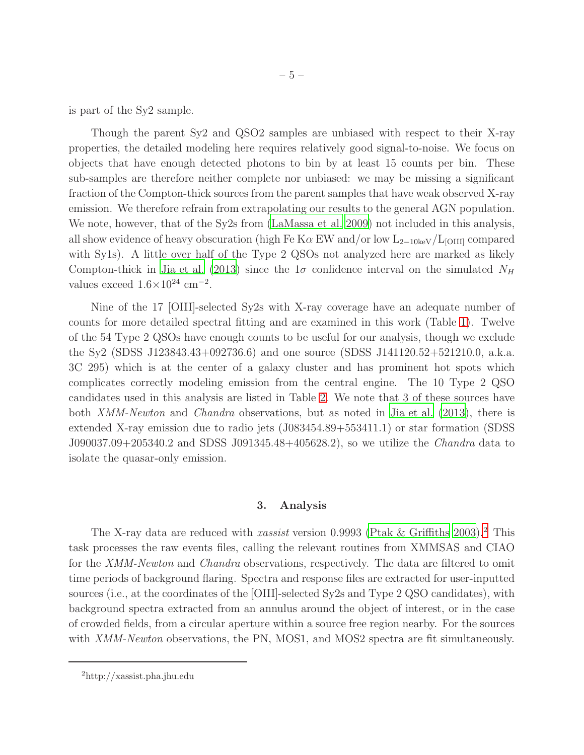is part of the Sy2 sample.

Though the parent Sy2 and QSO2 samples are unbiased with respect to their X-ray properties, the detailed modeling here requires relatively good signal-to-noise. We focus on objects that have enough detected photons to bin by at least 15 counts per bin. These sub-samples are therefore neither complete nor unbiased: we may be missing a significant fraction of the Compton-thick sources from the parent samples that have weak observed X-ray emission. We therefore refrain from extrapolating our results to the general AGN population. We note, however, that of the Sy2s from (LaMassa et al. 2009) not included in this analysis, all show evidence of heavy obscuration (high Fe K$\alpha$ EW and/or low $L_{2-10\mathrm{keV}}/L_{[\mathrm{OIII}]}$ compared with Sy1s). A little over half of the Type 2 QSOs not analyzed here are marked as likely Compton-thick in Jia et al. (2013) since the $1\sigma$ confidence interval on the simulated $N_H$ values exceed $1.6\times10^{24}$ cm$^{-2}$.

Nine of the 17 [OIII]-selected Sy2s with X-ray coverage have an adequate number of counts for more detailed spectral fitting and are examined in this work (Table 1). Twelve of the 54 Type 2 QSOs have enough counts to be useful for our analysis, though we exclude the Sy2 (SDSS J123843.43+092736.6) and one source (SDSS J141120.52+521210.0, a.k.a. 3C 295) which is at the center of a galaxy cluster and has prominent hot spots which complicates correctly modeling emission from the central engine. The 10 Type 2 QSO candidates used in this analysis are listed in Table 2. We note that 3 of these sources have both *XMM-Newton* and *Chandra* observations, but as noted in Jia et al. (2013), there is extended X-ray emission due to radio jets (J083454.89+553411.1) or star formation (SDSS J090037.09+205340.2 and SDSS J091345.48+405628.2), so we utilize the *Chandra* data to isolate the quasar-only emission.

## 3. Analysis

The X-ray data are reduced with *xassist* version 0.9993 (Ptak & Griffiths 2003).[2] This task processes the raw events files, calling the relevant routines from XMMSAS and CIAO for the *XMM-Newton* and *Chandra* observations, respectively. The data are filtered to omit time periods of background flaring. Spectra and response files are extracted for user-inputted sources (i.e., at the coordinates of the [OIII]-selected Sy2s and Type 2 QSO candidates), with background spectra extracted from an annulus around the object of interest, or in the case of crowded fields, from a circular aperture within a source free region nearby. For the sources with *XMM-Newton* observations, the PN, MOS1, and MOS2 spectra are fit simultaneously.

[2] http://xassist.pha.jhu.edu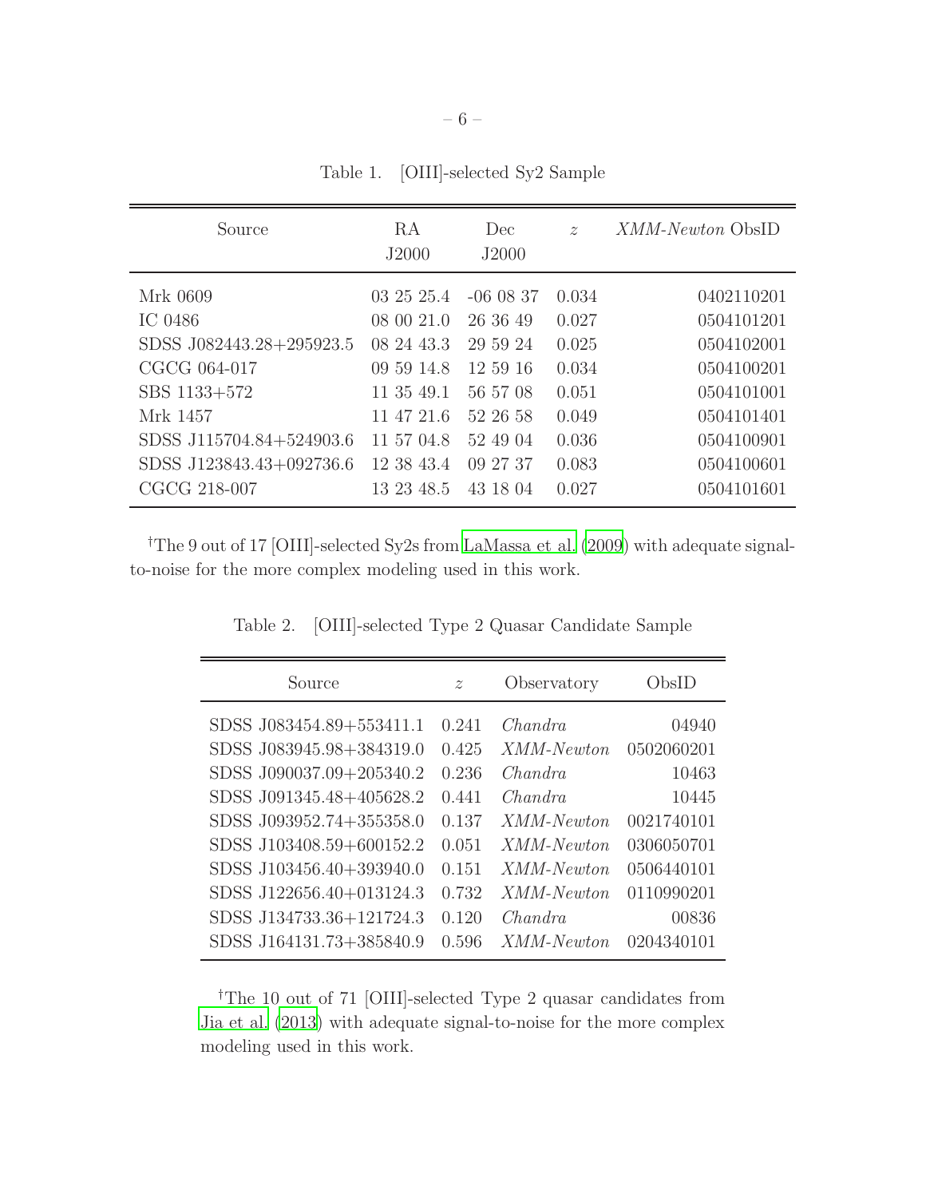Table 1. [OIII]-selected Sy2 Sample

| Source | RA J2000 | Dec J2000 | $z$ | *XMM-Newton* ObsID |
| --- | --- | --- | --- | --- |
| Mrk 0609 | 03 25 25.4 | -06 08 37 | 0.034 | 0402110201 |
| IC 0486 | 08 00 21.0 | 26 36 49 | 0.027 | 0504101201 |
| SDSS J082443.28+295923.5 | 08 24 43.3 | 29 59 24 | 0.025 | 0504102001 |
| CGCG 064-017 | 09 59 14.8 | 12 59 16 | 0.034 | 0504100201 |
| SBS 1133+572 | 11 35 49.1 | 56 57 08 | 0.051 | 0504101001 |
| Mrk 1457 | 11 47 21.6 | 52 26 58 | 0.049 | 0504101401 |
| SDSS J115704.84+524903.6 | 11 57 04.8 | 52 49 04 | 0.036 | 0504100901 |
| SDSS J123843.43+092736.6 | 12 38 43.4 | 09 27 37 | 0.083 | 0504100601 |
| CGCG 218-007 | 13 23 48.5 | 43 18 04 | 0.027 | 0504101601 |

†The 9 out of 17 [OIII]-selected Sy2s from LaMassa et al. (2009) with adequate signal-to-noise for the more complex modeling used in this work.

Table 2. [OIII]-selected Type 2 Quasar Candidate Sample

| Source | $z$ | Observatory | ObsID |
| --- | --- | --- | --- |
| SDSS J083454.89+553411.1 | 0.241 | *Chandra* | 04940 |
| SDSS J083945.98+384319.0 | 0.425 | *XMM-Newton* | 0502060201 |
| SDSS J090037.09+205340.2 | 0.236 | *Chandra* | 10463 |
| SDSS J091345.48+405628.2 | 0.441 | *Chandra* | 10445 |
| SDSS J093952.74+355358.0 | 0.137 | *XMM-Newton* | 0021740101 |
| SDSS J103408.59+600152.2 | 0.051 | *XMM-Newton* | 0306050701 |
| SDSS J103456.40+393940.0 | 0.151 | *XMM-Newton* | 0506440101 |
| SDSS J122656.40+013124.3 | 0.732 | *XMM-Newton* | 0110990201 |
| SDSS J134733.36+121724.3 | 0.120 | *Chandra* | 00836 |
| SDSS J164131.73+385840.9 | 0.596 | *XMM-Newton* | 0204340101 |

†The 10 out of 71 [OIII]-selected Type 2 quasar candidates from Jia et al. (2013) with adequate signal-to-noise for the more complex modeling used in this work.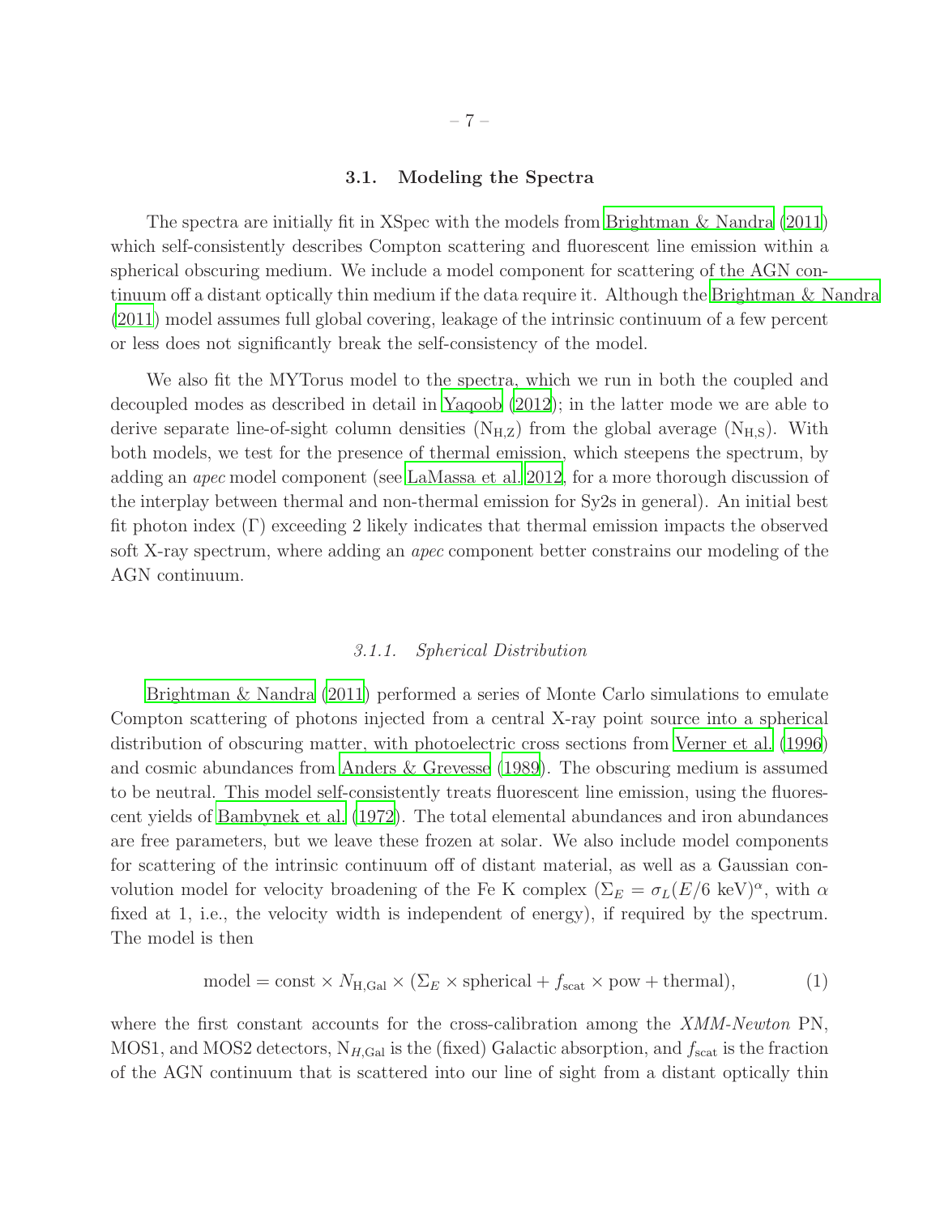### 3.1. Modeling the Spectra

The spectra are initially fit in XSpec with the models from Brightman & Nandra (2011) which self-consistently describes Compton scattering and fluorescent line emission within a spherical obscuring medium. We include a model component for scattering of the AGN continuum off a distant optically thin medium if the data require it. Although the Brightman & Nandra (2011) model assumes full global covering, leakage of the intrinsic continuum of a few percent or less does not significantly break the self-consistency of the model.

We also fit the MYTorus model to the spectra, which we run in both the coupled and decoupled modes as described in detail in Yaqoob (2012); in the latter mode we are able to derive separate line-of-sight column densities ($N_{H,Z}$) from the global average ($N_{H,S}$). With both models, we test for the presence of thermal emission, which steepens the spectrum, by adding an *apec* model component (see LaMassa et al. 2012, for a more thorough discussion of the interplay between thermal and non-thermal emission for Sy2s in general). An initial best fit photon index ($\Gamma$) exceeding 2 likely indicates that thermal emission impacts the observed soft X-ray spectrum, where adding an *apec* component better constrains our modeling of the AGN continuum.

#### 3.1.1. Spherical Distribution

Brightman & Nandra (2011) performed a series of Monte Carlo simulations to emulate Compton scattering of photons injected from a central X-ray point source into a spherical distribution of obscuring matter, with photoelectric cross sections from Verner et al. (1996) and cosmic abundances from Anders & Grevesse (1989). The obscuring medium is assumed to be neutral. This model self-consistently treats fluorescent line emission, using the fluorescent yields of Bambynek et al. (1972). The total elemental abundances and iron abundances are free parameters, but we leave these frozen at solar. We also include model components for scattering of the intrinsic continuum off of distant material, as well as a Gaussian convolution model for velocity broadening of the Fe K complex ($\Sigma_E = \sigma_L(E/6 \text{ keV})^{\alpha}$, with $\alpha$ fixed at 1, i.e., the velocity width is independent of energy), if required by the spectrum. The model is then

$$\text{model} = \text{const} \times N_{\text{H,Gal}} \times (\Sigma_E \times \text{spherical} + f_{\text{scat}} \times \text{pow} + \text{thermal}), \tag{1}$$

where the first constant accounts for the cross-calibration among the *XMM-Newton* PN, MOS1, and MOS2 detectors, $N_{H,\text{Gal}}$ is the (fixed) Galactic absorption, and $f_{\text{scat}}$ is the fraction of the AGN continuum that is scattered into our line of sight from a distant optically thin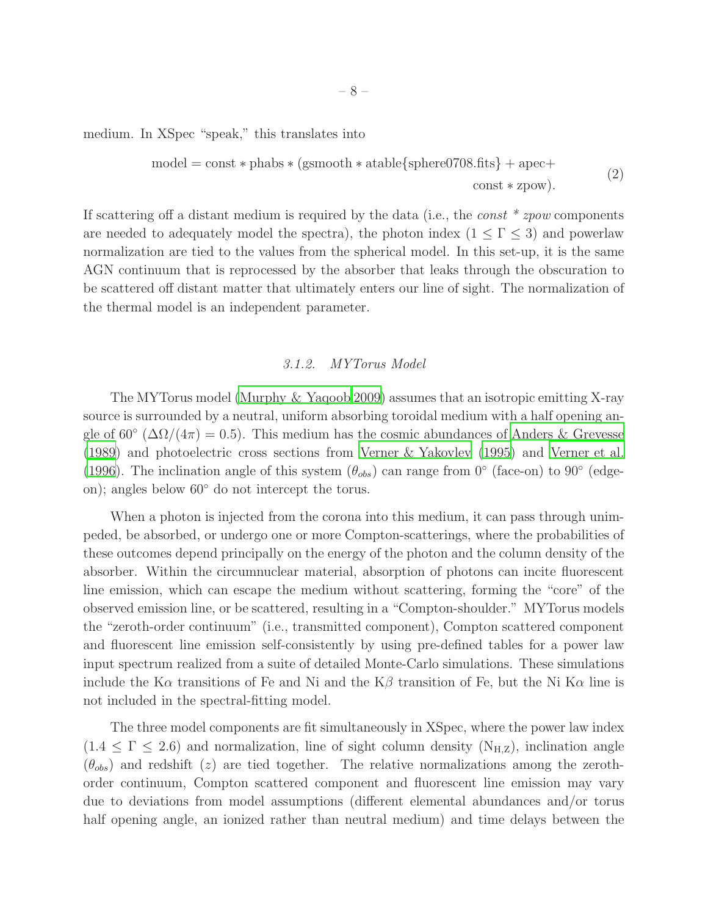medium. In XSpec "speak," this translates into

$$\text{model} = \text{const} * \text{phabs} * (\text{gsmooth} * \text{atable}\{\text{sphere0708.fits}\} + \text{apec} + \text{const} * \text{zpow}). \tag{2}$$

If scattering off a distant medium is required by the data (i.e., the *const * zpow* components are needed to adequately model the spectra), the photon index ($1 \leq \Gamma \leq 3$) and powerlaw normalization are tied to the values from the spherical model. In this set-up, it is the same AGN continuum that is reprocessed by the absorber that leaks through the obscuration to be scattered off distant matter that ultimately enters our line of sight. The normalization of the thermal model is an independent parameter.

### 3.1.2. MYTorus Model

The MYTorus model (Murphy & Yaqoob 2009) assumes that an isotropic emitting X-ray source is surrounded by a neutral, uniform absorbing toroidal medium with a half opening angle of 60° ($\Delta\Omega/(4\pi) = 0.5$). This medium has the cosmic abundances of Anders & Grevesse (1989) and photoelectric cross sections from Verner & Yakovlev (1995) and Verner et al. (1996). The inclination angle of this system ($\theta_{obs}$) can range from 0° (face-on) to 90° (edge-on); angles below 60° do not intercept the torus.

When a photon is injected from the corona into this medium, it can pass through unimpeded, be absorbed, or undergo one or more Compton-scatterings, where the probabilities of these outcomes depend principally on the energy of the photon and the column density of the absorber. Within the circumnuclear material, absorption of photons can incite fluorescent line emission, which can escape the medium without scattering, forming the "core" of the observed emission line, or be scattered, resulting in a "Compton-shoulder." MYTorus models the "zeroth-order continuum" (i.e., transmitted component), Compton scattered component and fluorescent line emission self-consistently by using pre-defined tables for a power law input spectrum realized from a suite of detailed Monte-Carlo simulations. These simulations include the K$\alpha$ transitions of Fe and Ni and the K$\beta$ transition of Fe, but the Ni K$\alpha$ line is not included in the spectral-fitting model.

The three model components are fit simultaneously in XSpec, where the power law index ($1.4 \leq \Gamma \leq 2.6$) and normalization, line of sight column density ($N_{H,Z}$), inclination angle ($\theta_{obs}$) and redshift ($z$) are tied together. The relative normalizations among the zeroth-order continuum, Compton scattered component and fluorescent line emission may vary due to deviations from model assumptions (different elemental abundances and/or torus half opening angle, an ionized rather than neutral medium) and time delays between the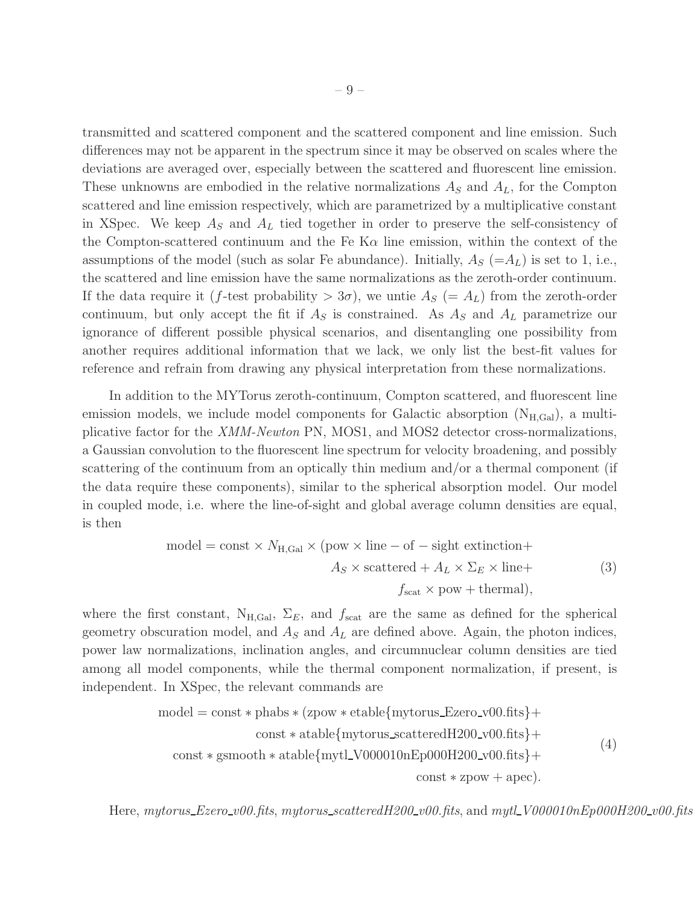transmitted and scattered component and the scattered component and line emission. Such differences may not be apparent in the spectrum since it may be observed on scales where the deviations are averaged over, especially between the scattered and fluorescent line emission. These unknowns are embodied in the relative normalizations $A_S$ and $A_L$, for the Compton scattered and line emission respectively, which are parametrized by a multiplicative constant in XSpec. We keep $A_S$ and $A_L$ tied together in order to preserve the self-consistency of the Compton-scattered continuum and the Fe K$\alpha$ line emission, within the context of the assumptions of the model (such as solar Fe abundance). Initially, $A_S$ ($=A_L$) is set to 1, i.e., the scattered and line emission have the same normalizations as the zeroth-order continuum. If the data require it ($f$-test probability $> 3\sigma$), we untie $A_S$ ($= A_L$) from the zeroth-order continuum, but only accept the fit if $A_S$ is constrained. As $A_S$ and $A_L$ parametrize our ignorance of different possible physical scenarios, and disentangling one possibility from another requires additional information that we lack, we only list the best-fit values for reference and refrain from drawing any physical interpretation from these normalizations.

In addition to the MYTorus zeroth-continuum, Compton scattered, and fluorescent line emission models, we include model components for Galactic absorption ($N_{\rm H,Gal}$), a multiplicative factor for the *XMM-Newton* PN, MOS1, and MOS2 detector cross-normalizations, a Gaussian convolution to the fluorescent line spectrum for velocity broadening, and possibly scattering of the continuum from an optically thin medium and/or a thermal component (if the data require these components), similar to the spherical absorption model. Our model in coupled mode, i.e. where the line-of-sight and global average column densities are equal, is then

$$\begin{aligned}
\text{model} = \text{const} \times N_{\rm H,Gal} \times (\text{pow} \times \text{line} - \text{of} - \text{sight extinction} + \\
A_S \times \text{scattered} + A_L \times \Sigma_E \times \text{line} + \\
f_{\rm scat} \times \text{pow} + \text{thermal}),
\end{aligned} \tag{3}$$

where the first constant, $N_{\rm H,Gal}$, $\Sigma_E$, and $f_{\rm scat}$ are the same as defined for the spherical geometry obscuration model, and $A_S$ and $A_L$ are defined above. Again, the photon indices, power law normalizations, inclination angles, and circumnuclear column densities are tied among all model components, while the thermal component normalization, if present, is independent. In XSpec, the relevant commands are

$$\begin{aligned}
\text{model} = \text{const} * \text{phabs} * (\text{zpow} * \text{etable}\{\text{mytorus\_Ezero\_v00.fits}\} + \\
\text{const} * \text{atable}\{\text{mytorus\_scatteredH200\_v00.fits}\} + \\
\text{const} * \text{gsmooth} * \text{atable}\{\text{mytl\_V000010nEp000H200\_v00.fits}\} + \\
\text{const} * \text{zpow} + \text{apec}).
\end{aligned} \tag{4}$$

Here, *mytorus_Ezero_v00.fits*, *mytorus_scatteredH200_v00.fits*, and *mytl_V000010nEp000H200_v00.fits*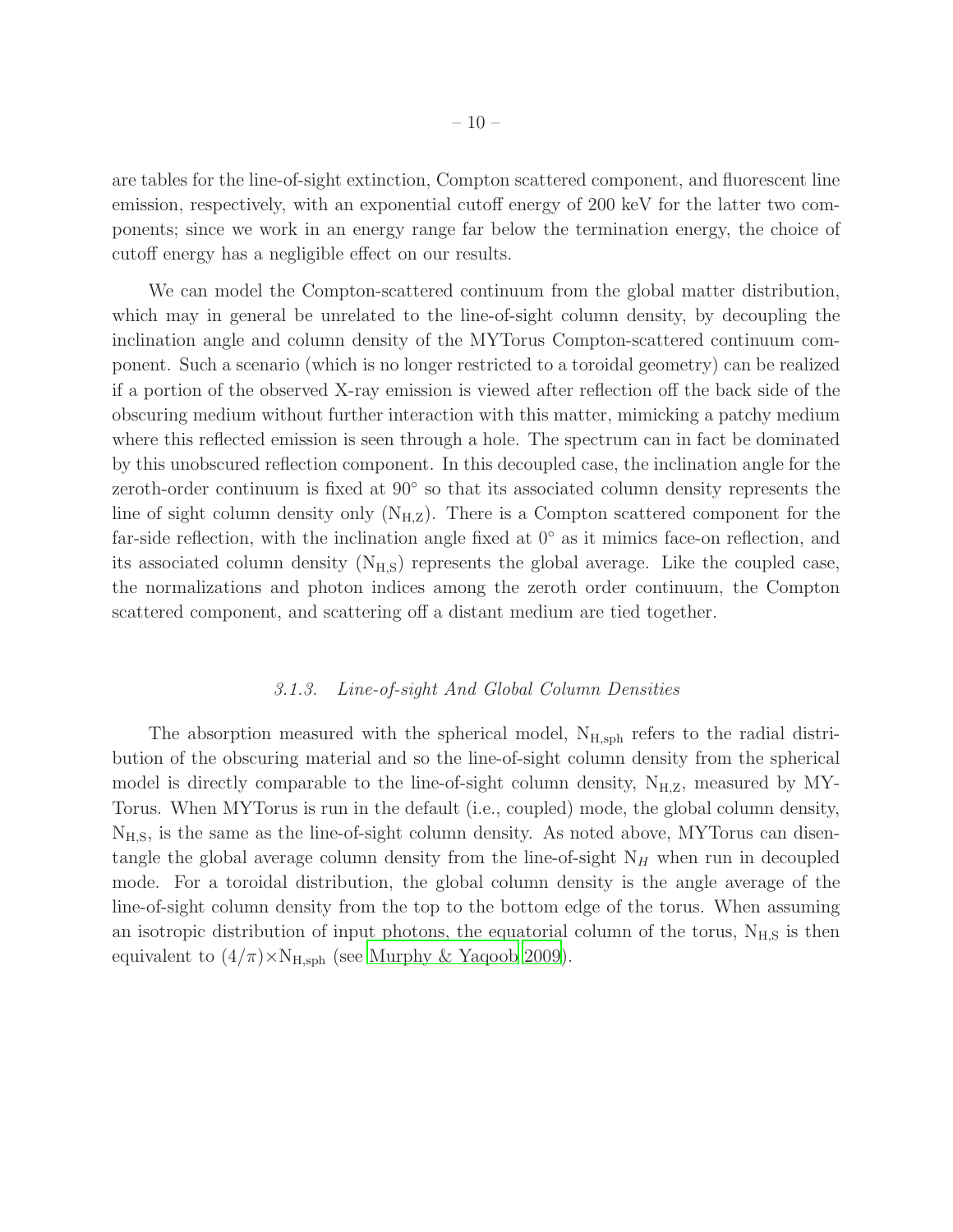are tables for the line-of-sight extinction, Compton scattered component, and fluorescent line emission, respectively, with an exponential cutoff energy of 200 keV for the latter two components; since we work in an energy range far below the termination energy, the choice of cutoff energy has a negligible effect on our results.

We can model the Compton-scattered continuum from the global matter distribution, which may in general be unrelated to the line-of-sight column density, by decoupling the inclination angle and column density of the MYTorus Compton-scattered continuum component. Such a scenario (which is no longer restricted to a toroidal geometry) can be realized if a portion of the observed X-ray emission is viewed after reflection off the back side of the obscuring medium without further interaction with this matter, mimicking a patchy medium where this reflected emission is seen through a hole. The spectrum can in fact be dominated by this unobscured reflection component. In this decoupled case, the inclination angle for the zeroth-order continuum is fixed at 90° so that its associated column density represents the line of sight column density only ($N_{H,Z}$). There is a Compton scattered component for the far-side reflection, with the inclination angle fixed at 0° as it mimics face-on reflection, and its associated column density ($N_{H,S}$) represents the global average. Like the coupled case, the normalizations and photon indices among the zeroth order continuum, the Compton scattered component, and scattering off a distant medium are tied together.

### 3.1.3. Line-of-sight And Global Column Densities

The absorption measured with the spherical model, $N_{H,sph}$ refers to the radial distribution of the obscuring material and so the line-of-sight column density from the spherical model is directly comparable to the line-of-sight column density, $N_{H,Z}$, measured by MYTorus. When MYTorus is run in the default (i.e., coupled) mode, the global column density, $N_{H,S}$, is the same as the line-of-sight column density. As noted above, MYTorus can disentangle the global average column density from the line-of-sight $N_H$ when run in decoupled mode. For a toroidal distribution, the global column density is the angle average of the line-of-sight column density from the top to the bottom edge of the torus. When assuming an isotropic distribution of input photons, the equatorial column of the torus, $N_{H,S}$ is then equivalent to $(4/\pi)\times N_{H,sph}$ (see Murphy & Yaqoob 2009).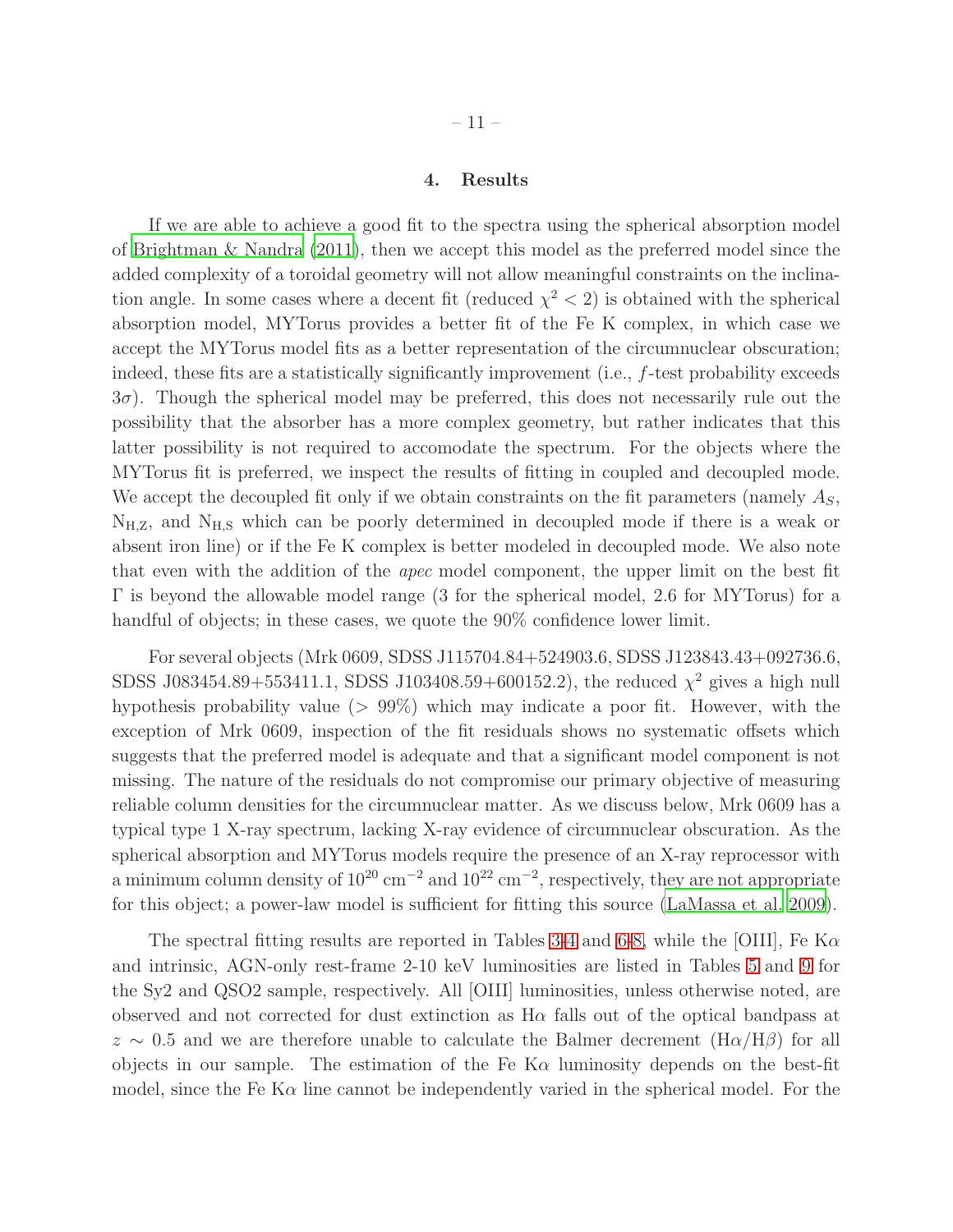## 4. Results

If we are able to achieve a good fit to the spectra using the spherical absorption model of Brightman & Nandra (2011), then we accept this model as the preferred model since the added complexity of a toroidal geometry will not allow meaningful constraints on the inclination angle. In some cases where a decent fit (reduced $\chi^2 < 2$) is obtained with the spherical absorption model, MYTorus provides a better fit of the Fe K complex, in which case we accept the MYTorus model fits as a better representation of the circumnuclear obscuration; indeed, these fits are a statistically significantly improvement (i.e., $f$-test probability exceeds $3\sigma$). Though the spherical model may be preferred, this does not necessarily rule out the possibility that the absorber has a more complex geometry, but rather indicates that this latter possibility is not required to accomodate the spectrum. For the objects where the MYTorus fit is preferred, we inspect the results of fitting in coupled and decoupled mode. We accept the decoupled fit only if we obtain constraints on the fit parameters (namely $A_S$, $N_{H,Z}$, and $N_{H,S}$ which can be poorly determined in decoupled mode if there is a weak or absent iron line) or if the Fe K complex is better modeled in decoupled mode. We also note that even with the addition of the *apec* model component, the upper limit on the best fit $\Gamma$ is beyond the allowable model range (3 for the spherical model, 2.6 for MYTorus) for a handful of objects; in these cases, we quote the 90% confidence lower limit.

For several objects (Mrk 0609, SDSS J115704.84+524903.6, SDSS J123843.43+092736.6, SDSS J083454.89+553411.1, SDSS J103408.59+600152.2), the reduced $\chi^2$ gives a high null hypothesis probability value (> 99%) which may indicate a poor fit. However, with the exception of Mrk 0609, inspection of the fit residuals shows no systematic offsets which suggests that the preferred model is adequate and that a significant model component is not missing. The nature of the residuals do not compromise our primary objective of measuring reliable column densities for the circumnuclear matter. As we discuss below, Mrk 0609 has a typical type 1 X-ray spectrum, lacking X-ray evidence of circumnuclear obscuration. As the spherical absorption and MYTorus models require the presence of an X-ray reprocessor with a minimum column density of $10^{20}$ cm$^{-2}$ and $10^{22}$ cm$^{-2}$, respectively, they are not appropriate for this object; a power-law model is sufficient for fitting this source (LaMassa et al. 2009).

The spectral fitting results are reported in Tables 3-4 and 6-8, while the [OIII], Fe K$\alpha$ and intrinsic, AGN-only rest-frame 2-10 keV luminosities are listed in Tables 5 and 9 for the Sy2 and QSO2 sample, respectively. All [OIII] luminosities, unless otherwise noted, are observed and not corrected for dust extinction as H$\alpha$ falls out of the optical bandpass at $z \sim 0.5$ and we are therefore unable to calculate the Balmer decrement (H$\alpha$/H$\beta$) for all objects in our sample. The estimation of the Fe K$\alpha$ luminosity depends on the best-fit model, since the Fe K$\alpha$ line cannot be independently varied in the spherical model. For the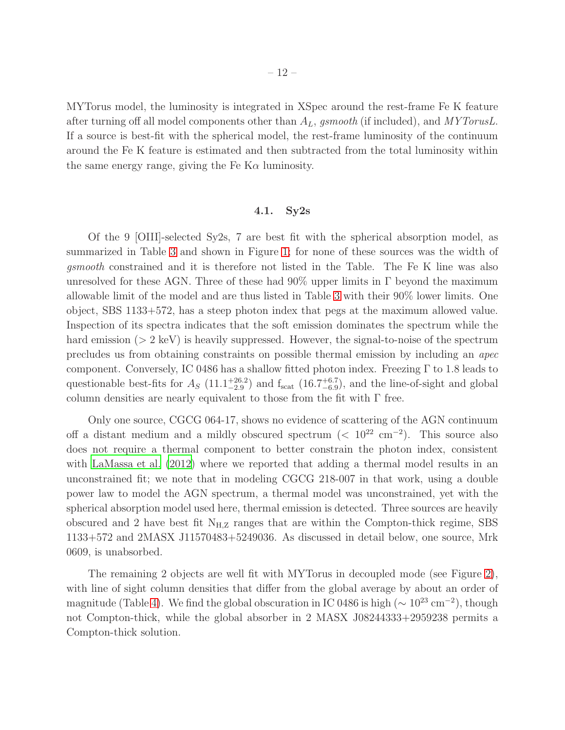MYTorus model, the luminosity is integrated in XSpec around the rest-frame Fe K feature after turning off all model components other than $A_L$, *gsmooth* (if included), and *MYTorusL*. If a source is best-fit with the spherical model, the rest-frame luminosity of the continuum around the Fe K feature is estimated and then subtracted from the total luminosity within the same energy range, giving the Fe K$\alpha$ luminosity.

### 4.1. Sy2s

Of the 9 [OIII]-selected Sy2s, 7 are best fit with the spherical absorption model, as summarized in Table 3 and shown in Figure 1; for none of these sources was the width of *gsmooth* constrained and it is therefore not listed in the Table. The Fe K line was also unresolved for these AGN. Three of these had 90% upper limits in $\Gamma$ beyond the maximum allowable limit of the model and are thus listed in Table 3 with their 90% lower limits. One object, SBS 1133+572, has a steep photon index that pegs at the maximum allowed value. Inspection of its spectra indicates that the soft emission dominates the spectrum while the hard emission (> 2 keV) is heavily suppressed. However, the signal-to-noise of the spectrum precludes us from obtaining constraints on possible thermal emission by including an *apec* component. Conversely, IC 0486 has a shallow fitted photon index. Freezing $\Gamma$ to 1.8 leads to questionable best-fits for $A_S$ ($11.1^{+26.2}_{-2.9}$) and $f_{\rm scat}$ ($16.7^{+6.7}_{-6.9}$), and the line-of-sight and global column densities are nearly equivalent to those from the fit with $\Gamma$ free.

Only one source, CGCG 064-17, shows no evidence of scattering of the AGN continuum off a distant medium and a mildly obscured spectrum ($< 10^{22}$ cm$^{-2}$). This source also does not require a thermal component to better constrain the photon index, consistent with LaMassa et al. (2012) where we reported that adding a thermal model results in an unconstrained fit; we note that in modeling CGCG 218-007 in that work, using a double power law to model the AGN spectrum, a thermal model was unconstrained, yet with the spherical absorption model used here, thermal emission is detected. Three sources are heavily obscured and 2 have best fit $N_{\rm H,Z}$ ranges that are within the Compton-thick regime, SBS 1133+572 and 2MASX J11570483+5249036. As discussed in detail below, one source, Mrk 0609, is unabsorbed.

The remaining 2 objects are well fit with MYTorus in decoupled mode (see Figure 2), with line of sight column densities that differ from the global average by about an order of magnitude (Table 4). We find the global obscuration in IC 0486 is high ($\sim 10^{23}$ cm$^{-2}$), though not Compton-thick, while the global absorber in 2 MASX J08244333+2959238 permits a Compton-thick solution.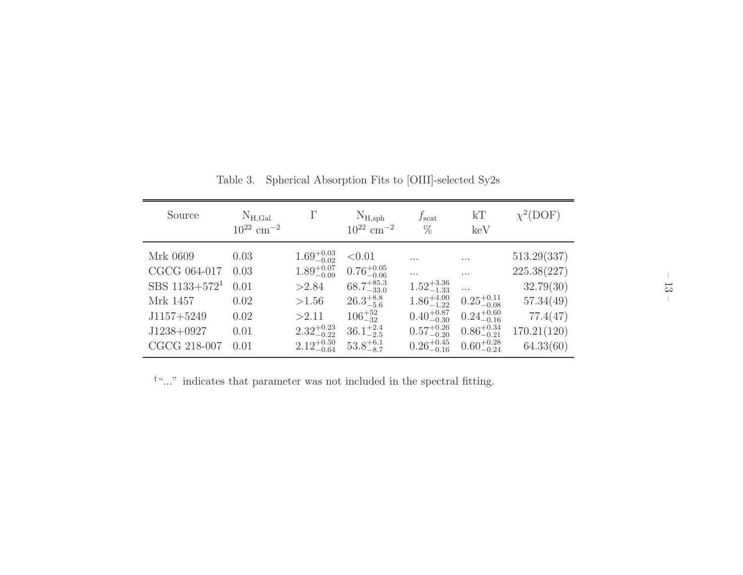Table 3. Spherical Absorption Fits to [OIII]-selected Sy2s

| Source | $N_{H,Gal}$ $10^{22}$ cm$^{-2}$ | $\Gamma$ | $N_{H,sph}$ $10^{22}$ cm$^{-2}$ | $f_{scat}$ % | kT keV | $\chi^2$(DOF) |
|---|---|---|---|---|---|---|
| Mrk 0609 | 0.03 | $1.69^{+0.03}_{-0.02}$ | <0.01 | ... | ... | 513.29(337) |
| CGCG 064-017 | 0.03 | $1.89^{+0.07}_{-0.09}$ | $0.76^{+0.05}_{-0.06}$ | ... | ... | 225.38(227) |
| SBS 1133+572[1] | 0.01 | >2.84 | $68.7^{+85.3}_{-33.0}$ | $1.52^{+3.36}_{-1.33}$ | ... | 32.79(30) |
| Mrk 1457 | 0.02 | >1.56 | $26.3^{+8.8}_{-5.6}$ | $1.86^{+4.00}_{-1.22}$ | $0.25^{+0.11}_{-0.08}$ | 57.34(49) |
| J1157+5249 | 0.02 | >2.11 | $106^{+52}_{-32}$ | $0.40^{+0.87}_{-0.30}$ | $0.24^{+0.60}_{-0.16}$ | 77.4(47) |
| J1238+0927 | 0.01 | $2.32^{+0.23}_{-0.22}$ | $36.1^{+2.4}_{-2.5}$ | $0.57^{+0.26}_{-0.20}$ | $0.86^{+0.34}_{-0.21}$ | 170.21(120) |
| CGCG 218-007 | 0.01 | $2.12^{+0.50}_{-0.64}$ | $53.8^{+6.1}_{-8.7}$ | $0.26^{+0.45}_{-0.16}$ | $0.60^{+0.28}_{-0.24}$ | 64.33(60) |

[†] "..." indicates that parameter was not included in the spectral fitting.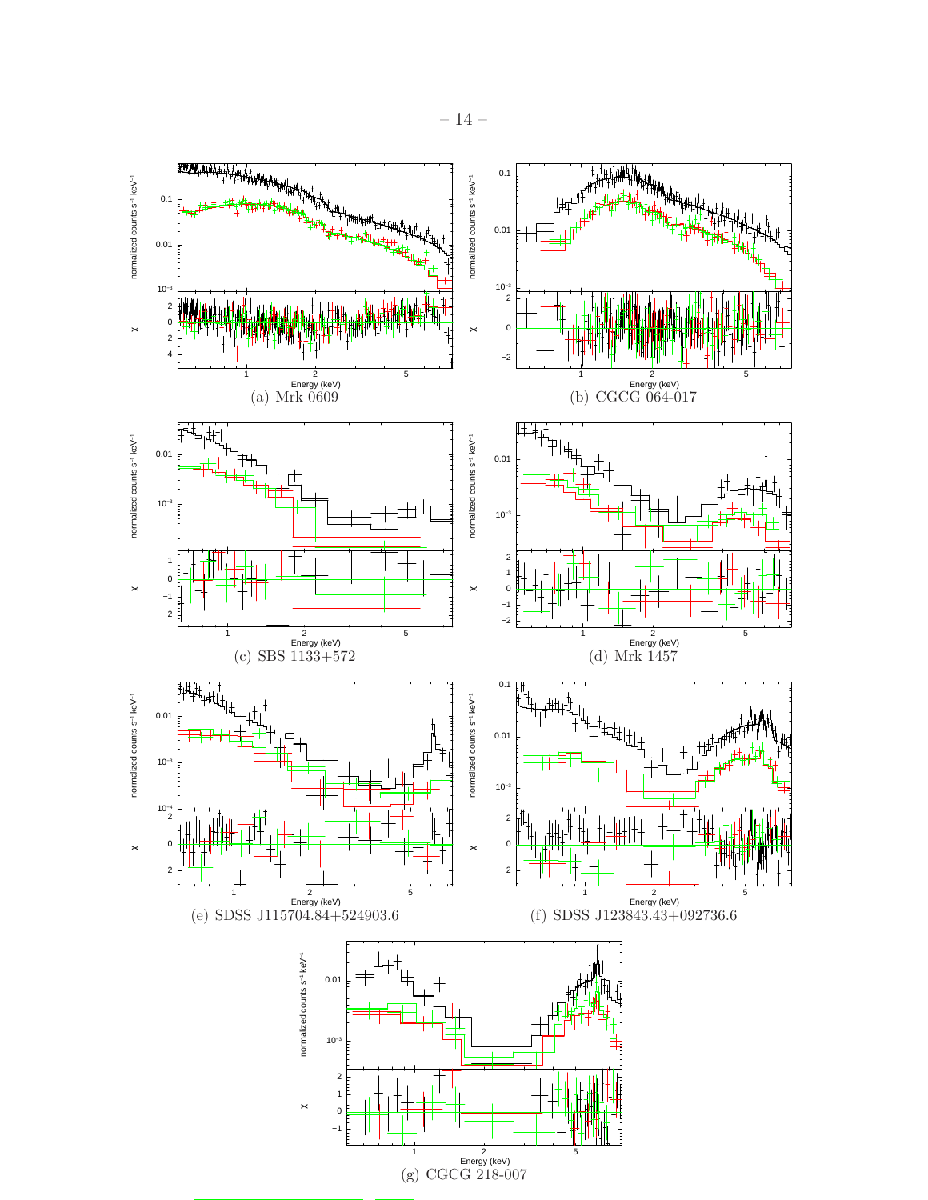normalized counts s$^{-1}$ keV$^{-1}$

χ

Energy (keV)

(a) Mrk 0609

normalized counts s$^{-1}$ keV$^{-1}$

χ

Energy (keV)

(b) CGCG 064-017

normalized counts s$^{-1}$ keV$^{-1}$

χ

Energy (keV)

(c) SBS 1133+572

normalized counts s$^{-1}$ keV$^{-1}$

χ

Energy (keV)

(d) Mrk 1457

normalized counts s$^{-1}$ keV$^{-1}$

χ

Energy (keV)

(e) SDSS J115704.84+524903.6

normalized counts s$^{-1}$ keV$^{-1}$

χ

Energy (keV)

(f) SDSS J123843.43+092736.6

normalized counts s$^{-1}$ keV$^{-1}$

χ

Energy (keV)

(g) CGCG 218-007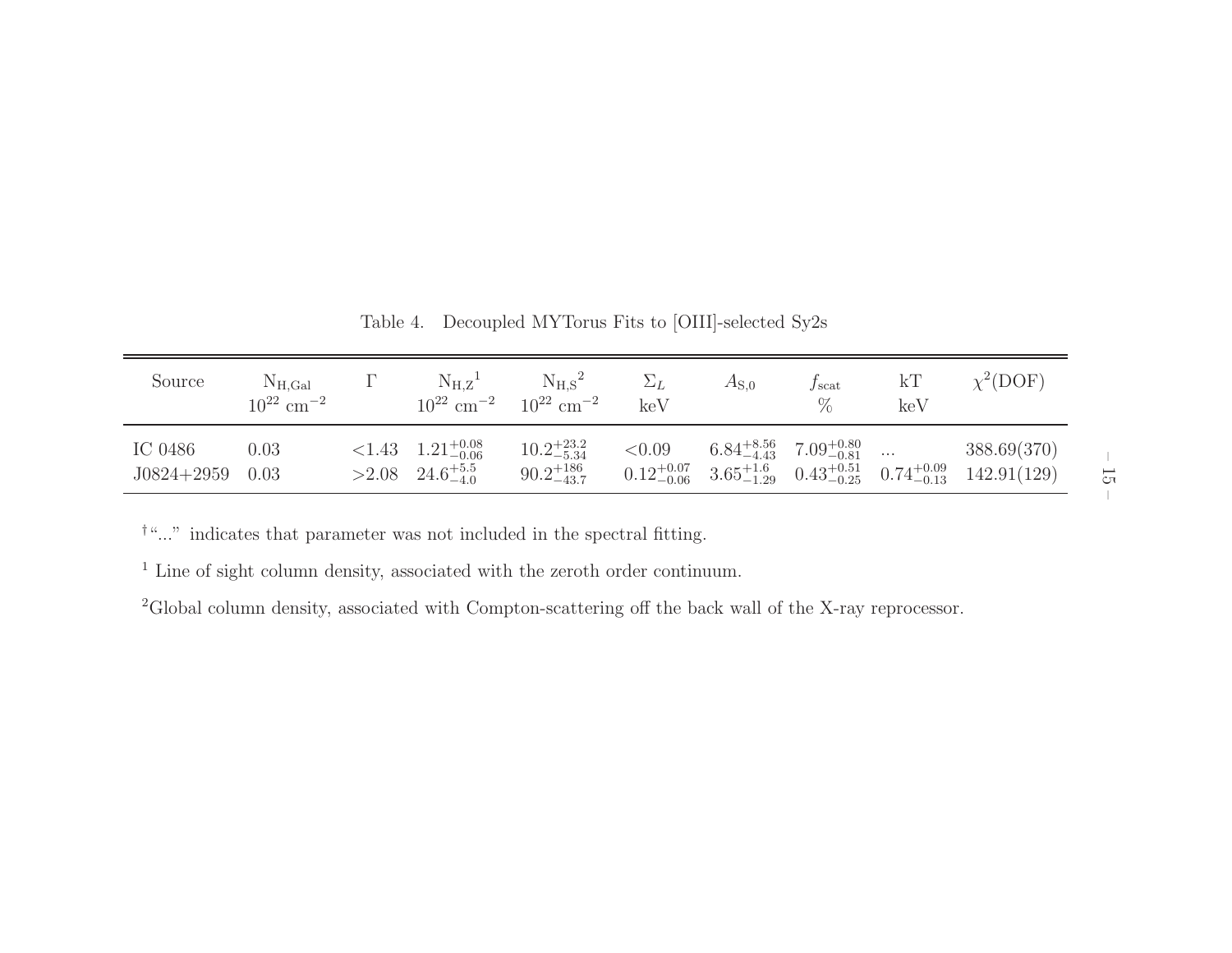Table 4. Decoupled MYTorus Fits to [OIII]-selected Sy2s

| Source | $N_{H,Gal}$ $10^{22}$ cm$^{-2}$ | $\Gamma$ | $N_{H,Z}$[1] $10^{22}$ cm$^{-2}$ | $N_{H,S}$[2] $10^{22}$ cm$^{-2}$ | $\Sigma_L$ keV | $A_{S,0}$ | $f_{scat}$ % | kT keV | $\chi^2$(DOF) |
|---|---|---|---|---|---|---|---|---|---|
| IC 0486 | 0.03 | <1.43 | $1.21^{+0.08}_{-0.06}$ | $10.2^{+23.2}_{-5.34}$ | <0.09 | $6.84^{+8.56}_{-4.43}$ | $7.09^{+0.80}_{-0.81}$ | ... | 388.69(370) |
| J0824+2959 | 0.03 | >2.08 | $24.6^{+5.5}_{-4.0}$ | $90.2^{+186}_{-43.7}$ | $0.12^{+0.07}_{-0.06}$ | $3.65^{+1.6}_{-1.29}$ | $0.43^{+0.51}_{-0.25}$ | $0.74^{+0.09}_{-0.13}$ | 142.91(129) |

[†]"..." indicates that parameter was not included in the spectral fitting.

[1] Line of sight column density, associated with the zeroth order continuum.

[2] Global column density, associated with Compton-scattering off the back wall of the X-ray reprocessor.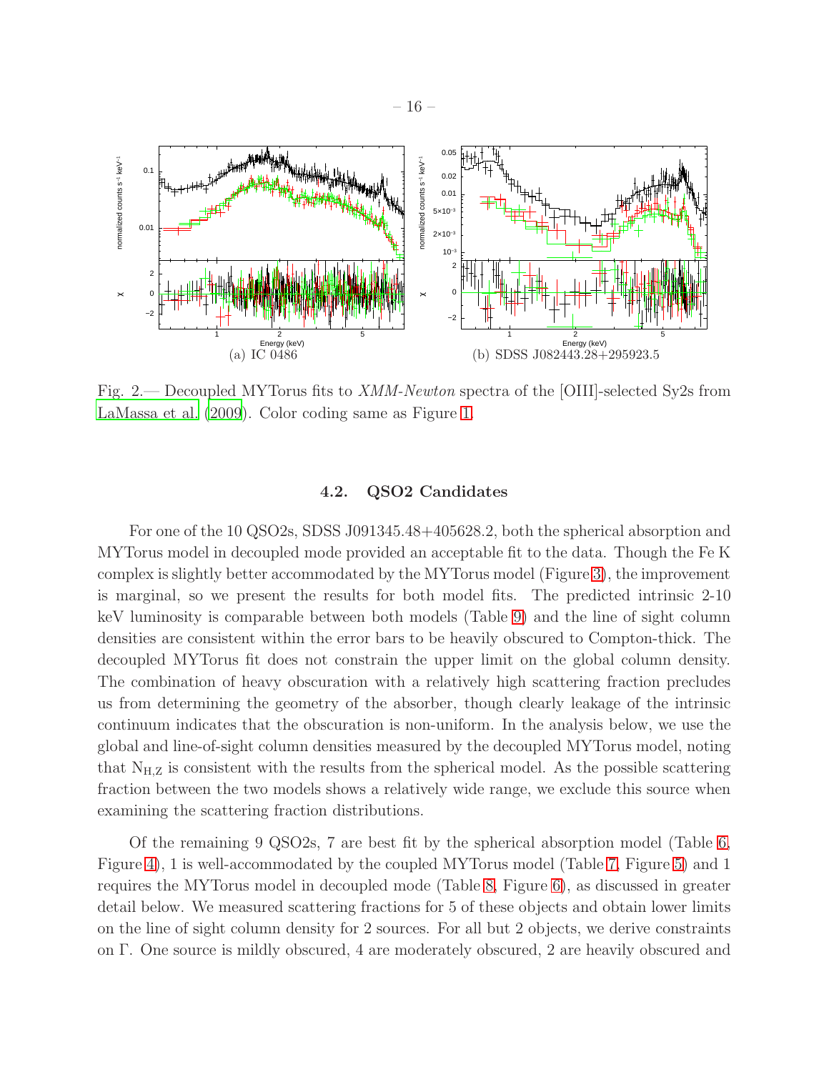normalized counts s⁻¹ keV⁻¹

0.1

0.01

χ

2

0

−2

1

2

5

Energy (keV)

(a) IC 0486

normalized counts s⁻¹ keV⁻¹

0.05

0.02

0.01

5×10⁻³

2×10⁻³

10⁻³

χ

2

0

−2

1

2

5

Energy (keV)

(b) SDSS J082443.28+295923.5

Fig. 2.— Decoupled MYTorus fits to *XMM-Newton* spectra of the [OIII]-selected Sy2s from LaMassa et al. (2009). Color coding same as Figure 1.

### 4.2. QSO2 Candidates

For one of the 10 QSO2s, SDSS J091345.48+405628.2, both the spherical absorption and MYTorus model in decoupled mode provided an acceptable fit to the data. Though the Fe K complex is slightly better accommodated by the MYTorus model (Figure 3), the improvement is marginal, so we present the results for both model fits. The predicted intrinsic 2-10 keV luminosity is comparable between both models (Table 9) and the line of sight column densities are consistent within the error bars to be heavily obscured to Compton-thick. The decoupled MYTorus fit does not constrain the upper limit on the global column density. The combination of heavy obscuration with a relatively high scattering fraction precludes us from determining the geometry of the absorber, though clearly leakage of the intrinsic continuum indicates that the obscuration is non-uniform. In the analysis below, we use the global and line-of-sight column densities measured by the decoupled MYTorus model, noting that $N_{H,Z}$ is consistent with the results from the spherical model. As the possible scattering fraction between the two models shows a relatively wide range, we exclude this source when examining the scattering fraction distributions.

Of the remaining 9 QSO2s, 7 are best fit by the spherical absorption model (Table 6, Figure 4), 1 is well-accommodated by the coupled MYTorus model (Table 7, Figure 5) and 1 requires the MYTorus model in decoupled mode (Table 8, Figure 6), as discussed in greater detail below. We measured scattering fractions for 5 of these objects and obtain lower limits on the line of sight column density for 2 sources. For all but 2 objects, we derive constraints on $\Gamma$. One source is mildly obscured, 4 are moderately obscured, 2 are heavily obscured and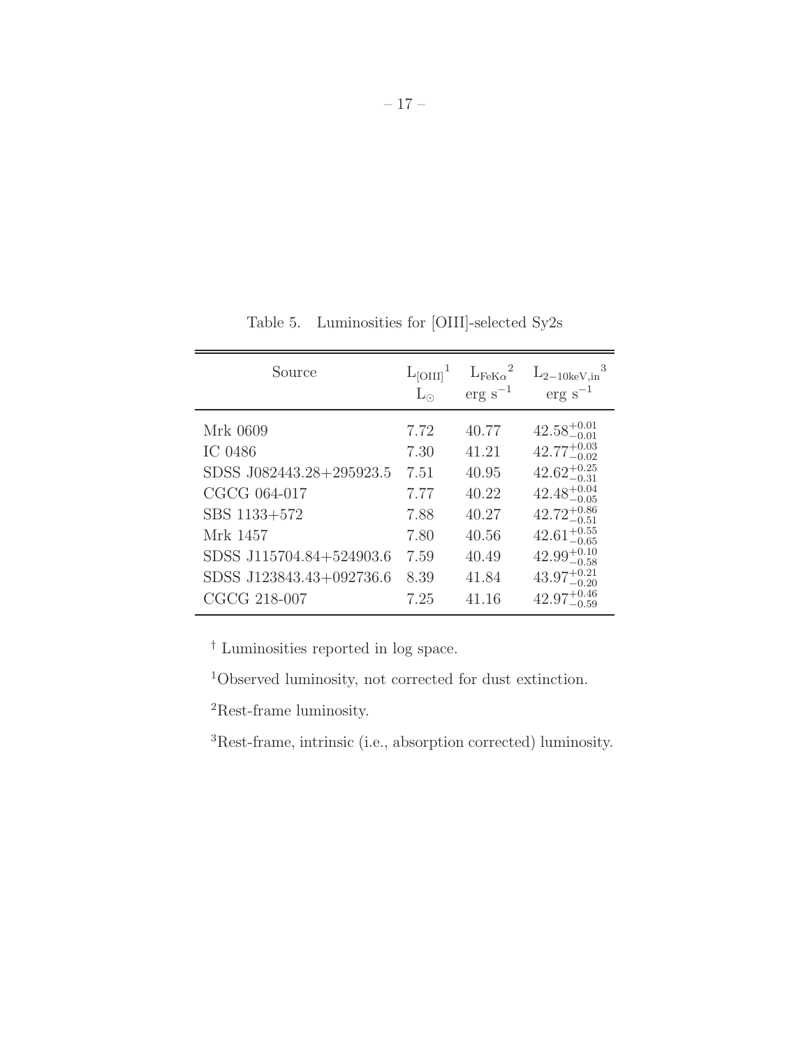Table 5. Luminosities for [OIII]-selected Sy2s

| Source | $L_{[OIII]}$[1] $L_\odot$ | $L_{FeK\alpha}$[2] erg s$^{-1}$ | $L_{2-10keV,in}$[3] erg s$^{-1}$ |
|---|---|---|---|
| Mrk 0609 | 7.72 | 40.77 | $42.58^{+0.01}_{-0.01}$ |
| IC 0486 | 7.30 | 41.21 | $42.77^{+0.03}_{-0.02}$ |
| SDSS J082443.28+295923.5 | 7.51 | 40.95 | $42.62^{+0.25}_{-0.31}$ |
| CGCG 064-017 | 7.77 | 40.22 | $42.48^{+0.04}_{-0.05}$ |
| SBS 1133+572 | 7.88 | 40.27 | $42.72^{+0.86}_{-0.51}$ |
| Mrk 1457 | 7.80 | 40.56 | $42.61^{+0.55}_{-0.65}$ |
| SDSS J115704.84+524903.6 | 7.59 | 40.49 | $42.99^{+0.10}_{-0.58}$ |
| SDSS J123843.43+092736.6 | 8.39 | 41.84 | $43.97^{+0.21}_{-0.20}$ |
| CGCG 218-007 | 7.25 | 41.16 | $42.97^{+0.46}_{-0.59}$ |

† Luminosities reported in log space.

[1]Observed luminosity, not corrected for dust extinction.

[2]Rest-frame luminosity.

[3]Rest-frame, intrinsic (i.e., absorption corrected) luminosity.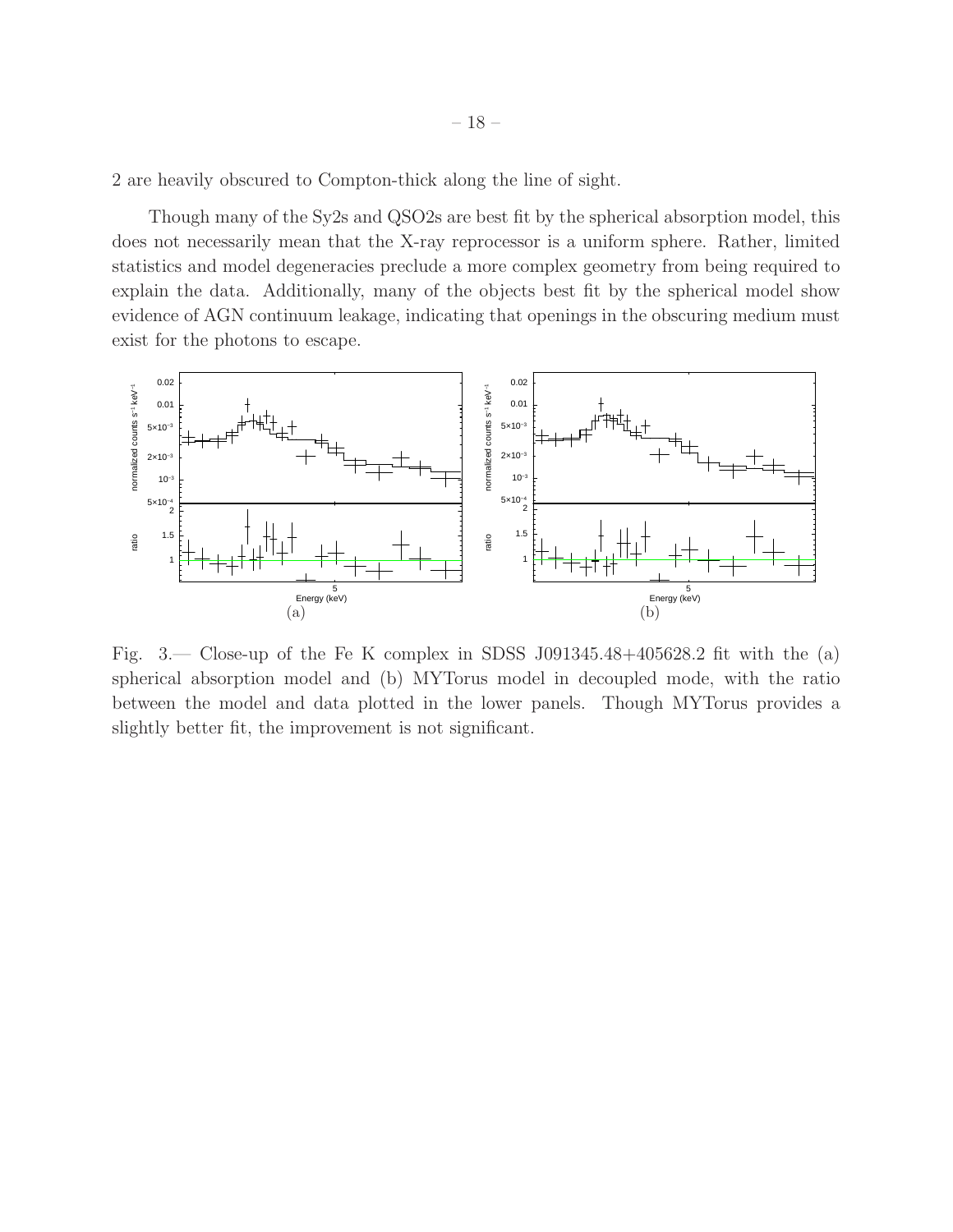2 are heavily obscured to Compton-thick along the line of sight.

Though many of the Sy2s and QSO2s are best fit by the spherical absorption model, this does not necessarily mean that the X-ray reprocessor is a uniform sphere. Rather, limited statistics and model degeneracies preclude a more complex geometry from being required to explain the data. Additionally, many of the objects best fit by the spherical model show evidence of AGN continuum leakage, indicating that openings in the obscuring medium must exist for the photons to escape.

normalized counts s$^{-1}$ keV$^{-1}$
0.02
0.01
5×10$^{-3}$
2×10$^{-3}$
10$^{-3}$
5×10$^{-4}$
ratio
2
1.5
1
5
Energy (keV)
(a)

normalized counts s$^{-1}$ keV$^{-1}$
0.02
0.01
5×10$^{-3}$
2×10$^{-3}$
10$^{-3}$
5×10$^{-4}$
ratio
2
1.5
1
5
Energy (keV)
(b)

Fig. 3.— Close-up of the Fe K complex in SDSS J091345.48+405628.2 fit with the (a) spherical absorption model and (b) MYTorus model in decoupled mode, with the ratio between the model and data plotted in the lower panels. Though MYTorus provides a slightly better fit, the improvement is not significant.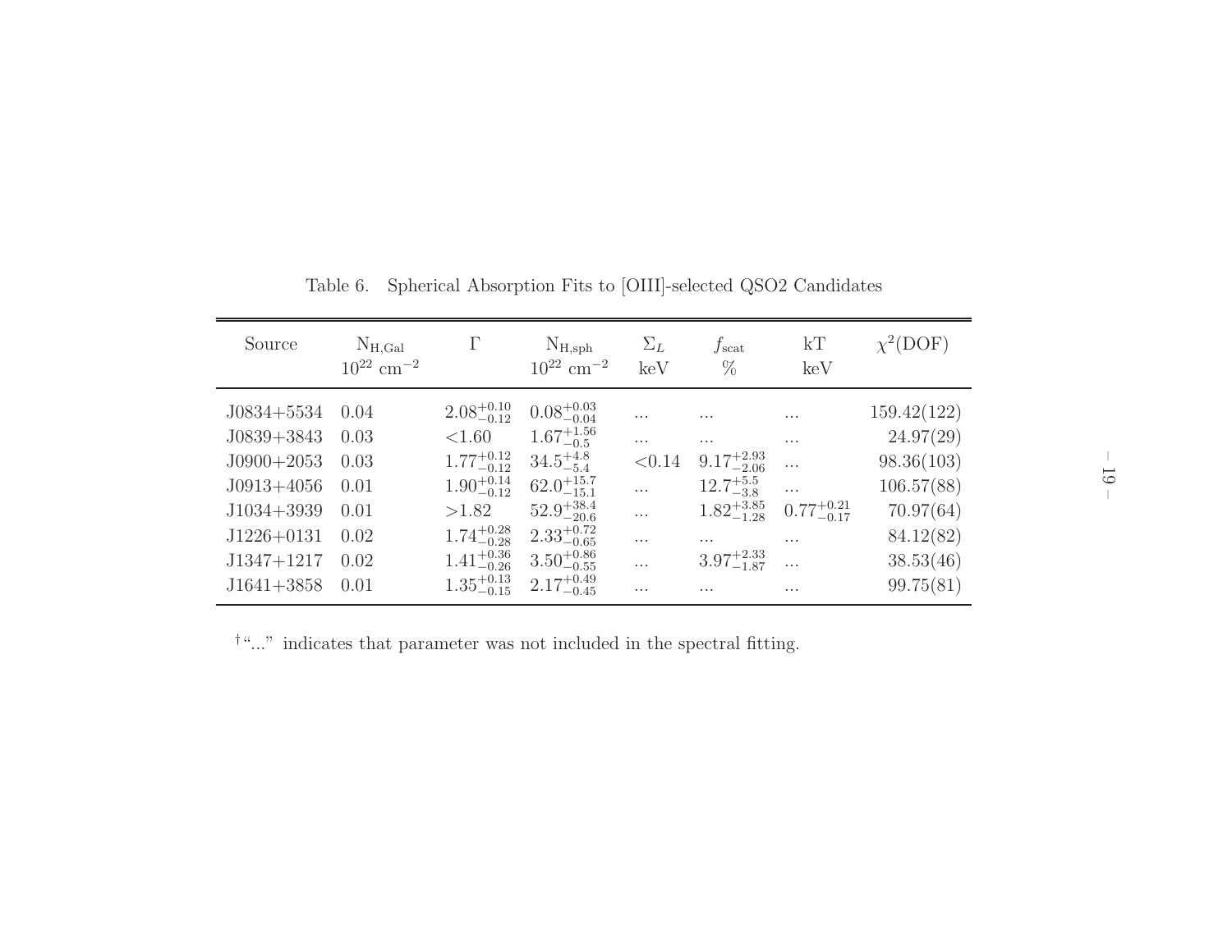Table 6. Spherical Absorption Fits to [OIII]-selected QSO2 Candidates

| Source | $N_{H,Gal}$ $10^{22}$ cm$^{-2}$ | $\Gamma$ | $N_{H,sph}$ $10^{22}$ cm$^{-2}$ | $\Sigma_L$ keV | $f_{scat}$ % | kT keV | $\chi^2$(DOF) |
|---|---|---|---|---|---|---|---|
| J0834+5534 | 0.04 | $2.08^{+0.10}_{-0.12}$ | $0.08^{+0.03}_{-0.04}$ | ... | ... | ... | 159.42(122) |
| J0839+3843 | 0.03 | <1.60 | $1.67^{+1.56}_{-0.5}$ | ... | ... | ... | 24.97(29) |
| J0900+2053 | 0.03 | $1.77^{+0.12}_{-0.12}$ | $34.5^{+4.8}_{-5.4}$ | <0.14 | $9.17^{+2.93}_{-2.06}$ | ... | 98.36(103) |
| J0913+4056 | 0.01 | $1.90^{+0.14}_{-0.12}$ | $62.0^{+15.7}_{-15.1}$ | ... | $12.7^{+5.5}_{-3.8}$ | ... | 106.57(88) |
| J1034+3939 | 0.01 | >1.82 | $52.9^{+38.4}_{-20.6}$ | ... | $1.82^{+3.85}_{-1.28}$ | $0.77^{+0.21}_{-0.17}$ | 70.97(64) |
| J1226+0131 | 0.02 | $1.74^{+0.28}_{-0.28}$ | $2.33^{+0.72}_{-0.65}$ | ... | ... | ... | 84.12(82) |
| J1347+1217 | 0.02 | $1.41^{+0.36}_{-0.26}$ | $3.50^{+0.86}_{-0.55}$ | ... | $3.97^{+2.33}_{-1.87}$ | ... | 38.53(46) |
| J1641+3858 | 0.01 | $1.35^{+0.13}_{-0.15}$ | $2.17^{+0.49}_{-0.45}$ | ... | ... | ... | 99.75(81) |

† "..." indicates that parameter was not included in the spectral fitting.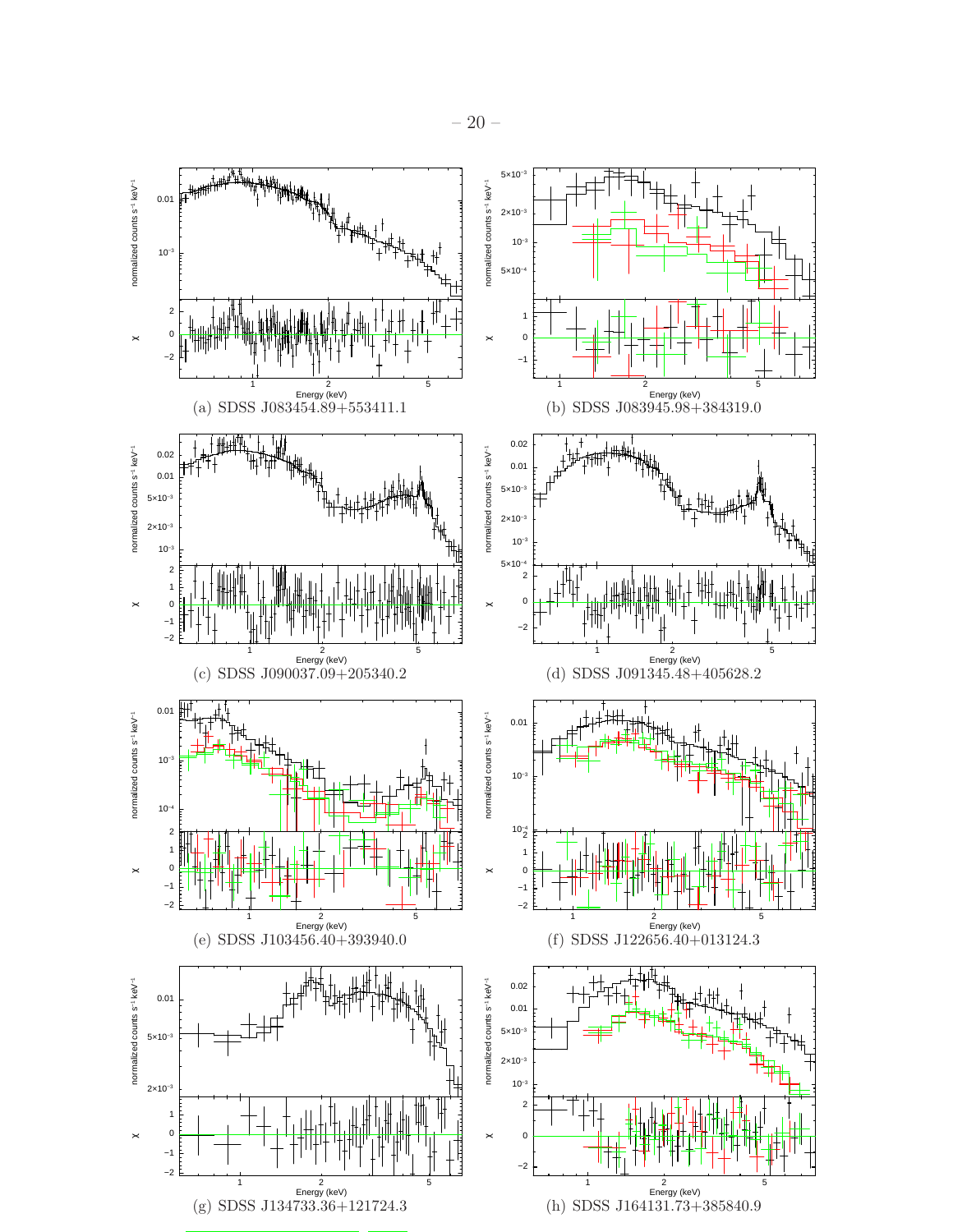normalized counts s$^{-1}$ keV$^{-1}$
0.01
$10^{-3}$
χ
2
0
−2
1
2
5
Energy (keV)

(a) SDSS J083454.89+553411.1

normalized counts s$^{-1}$ keV$^{-1}$
$5\times10^{-3}$
$2\times10^{-3}$
$10^{-3}$
$5\times10^{-4}$
χ
1
0
−1
1
2
5
Energy (keV)

(b) SDSS J083945.98+384319.0

normalized counts s$^{-1}$ keV$^{-1}$
0.02
0.01
$5\times10^{-3}$
$2\times10^{-3}$
$10^{-3}$
χ
2
1
0
−1
−2
1
2
5
Energy (keV)

(c) SDSS J090037.09+205340.2

normalized counts s$^{-1}$ keV$^{-1}$
0.02
0.01
$5\times10^{-3}$
$2\times10^{-3}$
$10^{-3}$
$5\times10^{-4}$
χ
2
0
−2
1
2
5
Energy (keV)

(d) SDSS J091345.48+405628.2

normalized counts s$^{-1}$ keV$^{-1}$
0.01
$10^{-3}$
$10^{-4}$
χ
2
1
0
−1
−2
1
2
5
Energy (keV)

(e) SDSS J103456.40+393940.0

normalized counts s$^{-1}$ keV$^{-1}$
0.01
$10^{-3}$
$10^{-4}$
χ
2
1
0
−1
−2
1
2
5
Energy (keV)

(f) SDSS J122656.40+013124.3

normalized counts s$^{-1}$ keV$^{-1}$
0.01
$5\times10^{-3}$
$2\times10^{-3}$
χ
1
0
−1
−2
1
2
5
Energy (keV)

(g) SDSS J134733.36+121724.3

normalized counts s$^{-1}$ keV$^{-1}$
0.02
0.01
$5\times10^{-3}$
$2\times10^{-3}$
$10^{-3}$
χ
2
0
−2
1
2
5
Energy (keV)

(h) SDSS J164131.73+385840.9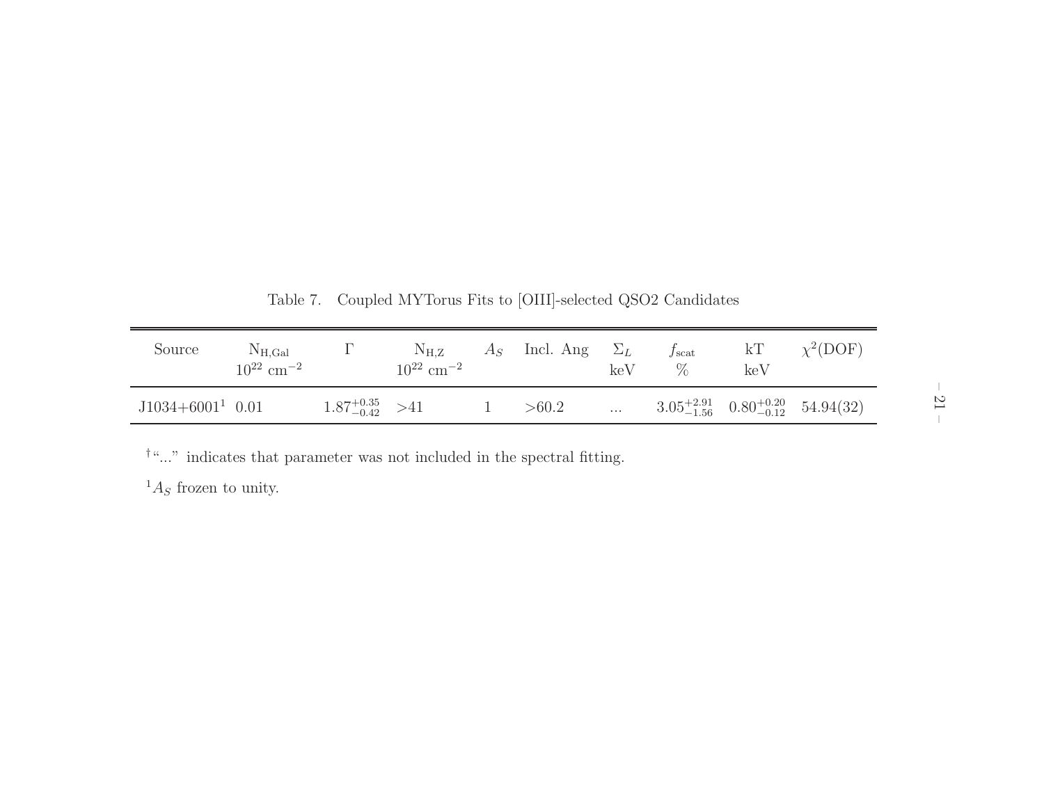Table 7. Coupled MYTorus Fits to [OIII]-selected QSO2 Candidates

| Source | $N_{H,Gal}$ $10^{22}$ cm$^{-2}$ | $\Gamma$ | $N_{H,Z}$ $10^{22}$ cm$^{-2}$ | $A_S$ | Incl. Ang | $\Sigma_L$ keV | $f_{scat}$ % | kT keV | $\chi^2$(DOF) |
|---|---|---|---|---|---|---|---|---|---|
| J1034+6001[1] | 0.01 | $1.87^{+0.35}_{-0.42}$ | >41 | 1 | >60.2 | ... | $3.05^{+2.91}_{-1.56}$ | $0.80^{+0.20}_{-0.12}$ | 54.94(32) |

[†] "..." indicates that parameter was not included in the spectral fitting.

[1] $A_S$ frozen to unity.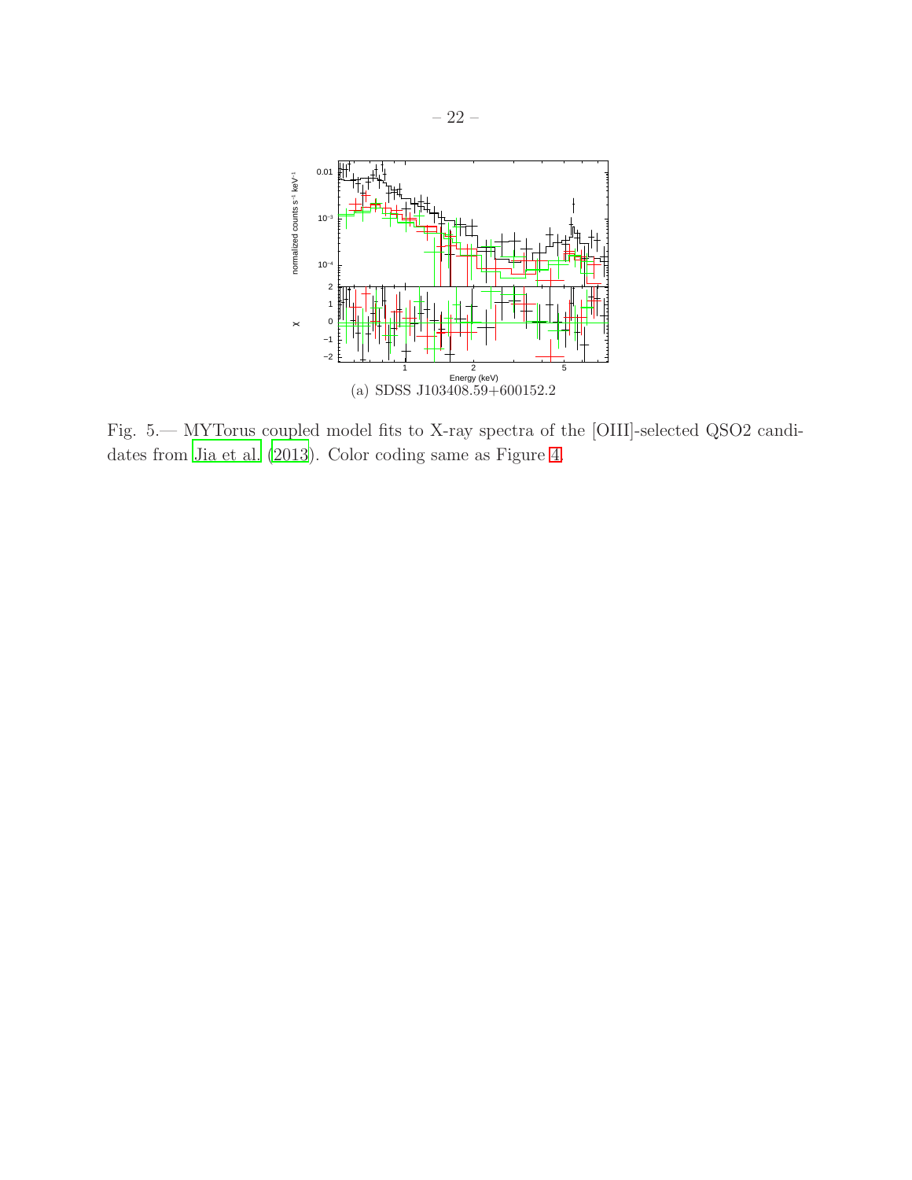normalized counts s⁻¹ keV⁻¹

0.01

$10^{-3}$

$10^{-4}$

χ

2

1

0

−1

−2

1

2

5

Energy (keV)

(a) SDSS J103408.59+600152.2

Fig. 5.— MYTorus coupled model fits to X-ray spectra of the [OIII]-selected QSO2 candidates from Jia et al. (2013). Color coding same as Figure 4.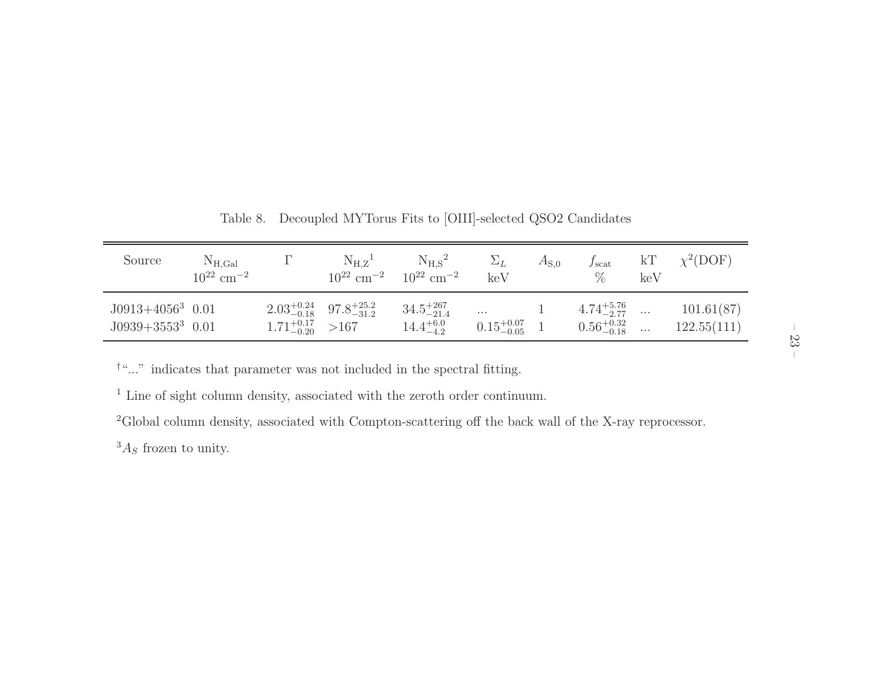Table 8. Decoupled MYTorus Fits to [OIII]-selected QSO2 Candidates

| Source | $N_{H,Gal}$ $10^{22}$ cm$^{-2}$ | $\Gamma$ | $N_{H,Z}$[1] $10^{22}$ cm$^{-2}$ | $N_{H,S}$[2] $10^{22}$ cm$^{-2}$ | $\Sigma_L$ keV | $A_{S,0}$ | $f_{scat}$ % | kT keV | $\chi^2$(DOF) |
|---|---|---|---|---|---|---|---|---|---|
| J0913+4056[3] | 0.01 | $2.03^{+0.24}_{-0.18}$ | $97.8^{+25.2}_{-31.2}$ | $34.5^{+267}_{-21.4}$ | ... | 1 | $4.74^{+5.76}_{-2.77}$ | ... | 101.61(87) |
| J0939+3553[3] | 0.01 | $1.71^{+0.17}_{-0.20}$ | >167 | $14.4^{+6.0}_{-4.2}$ | $0.15^{+0.07}_{-0.05}$ | 1 | $0.56^{+0.32}_{-0.18}$ | ... | 122.55(111) |

[†] "..." indicates that parameter was not included in the spectral fitting.

[1] Line of sight column density, associated with the zeroth order continuum.

[2] Global column density, associated with Compton-scattering off the back wall of the X-ray reprocessor.

[3] $A_S$ frozen to unity.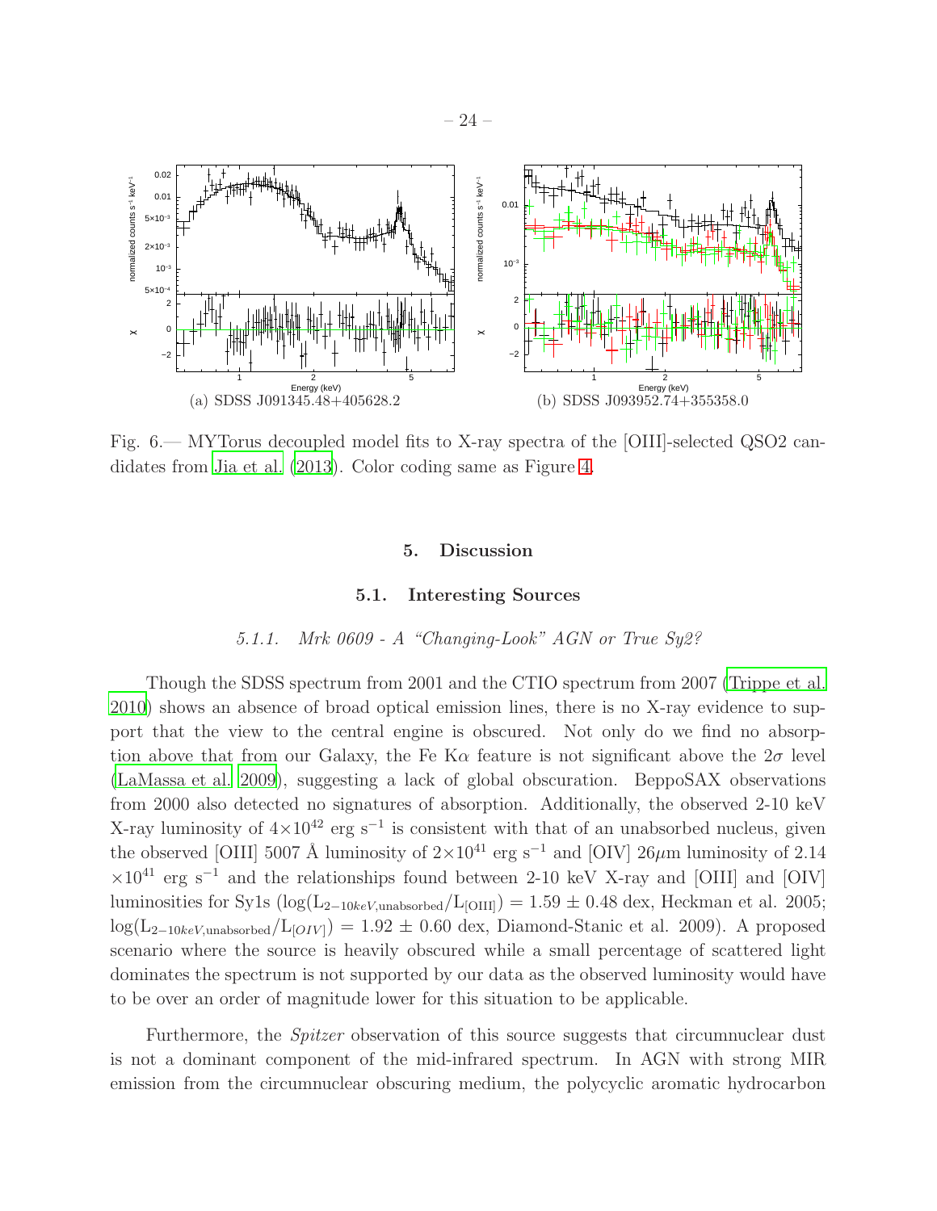normalized counts s$^{-1}$ keV$^{-1}$

0.02

0.01

5×10$^{-3}$

2×10$^{-3}$

10$^{-3}$

5×10$^{-4}$

χ

2

0

−2

1

2

5

Energy (keV)

(a) SDSS J091345.48+405628.2

normalized counts s$^{-1}$ keV$^{-1}$

0.01

10$^{-3}$

χ

2

0

−2

1

2

5

Energy (keV)

(b) SDSS J093952.74+355358.0

Fig. 6.— MYTorus decoupled model fits to X-ray spectra of the [OIII]-selected QSO2 candidates from Jia et al. (2013). Color coding same as Figure 4.

## 5. Discussion

### 5.1. Interesting Sources

#### 5.1.1. *Mrk 0609 - A "Changing-Look" AGN or True Sy2?*

Though the SDSS spectrum from 2001 and the CTIO spectrum from 2007 (Tripped et al. 2010) shows an absence of broad optical emission lines, there is no X-ray evidence to support that the view to the central engine is obscured. Not only do we find no absorption above that from our Galaxy, the Fe K$\alpha$ feature is not significant above the $2\sigma$ level (LaMassa et al. 2009), suggesting a lack of global obscuration. BeppoSAX observations from 2000 also detected no signatures of absorption. Additionally, the observed 2-10 keV X-ray luminosity of $4\times10^{42}$ erg s$^{-1}$ is consistent with that of an unabsorbed nucleus, given the observed [OIII] 5007 Å luminosity of $2\times10^{41}$ erg s$^{-1}$ and [OIV] 26$\mu$m luminosity of 2.14 $\times10^{41}$ erg s$^{-1}$ and the relationships found between 2-10 keV X-ray and [OIII] and [OIV] luminosities for Sy1s ($\log(L_{2-10keV,\mathrm{unabsorbed}}/L_{[\mathrm{OIII}]}) = 1.59 \pm 0.48$ dex, Heckman et al. 2005; $\log(L_{2-10keV,\mathrm{unabsorbed}}/L_{[OIV]}) = 1.92 \pm 0.60$ dex, Diamond-Stanic et al. 2009). A proposed scenario where the source is heavily obscured while a small percentage of scattered light dominates the spectrum is not supported by our data as the observed luminosity would have to be over an order of magnitude lower for this situation to be applicable.

Furthermore, the *Spitzer* observation of this source suggests that circumnuclear dust is not a dominant component of the mid-infrared spectrum. In AGN with strong MIR emission from the circumnuclear obscuring medium, the polycyclic aromatic hydrocarbon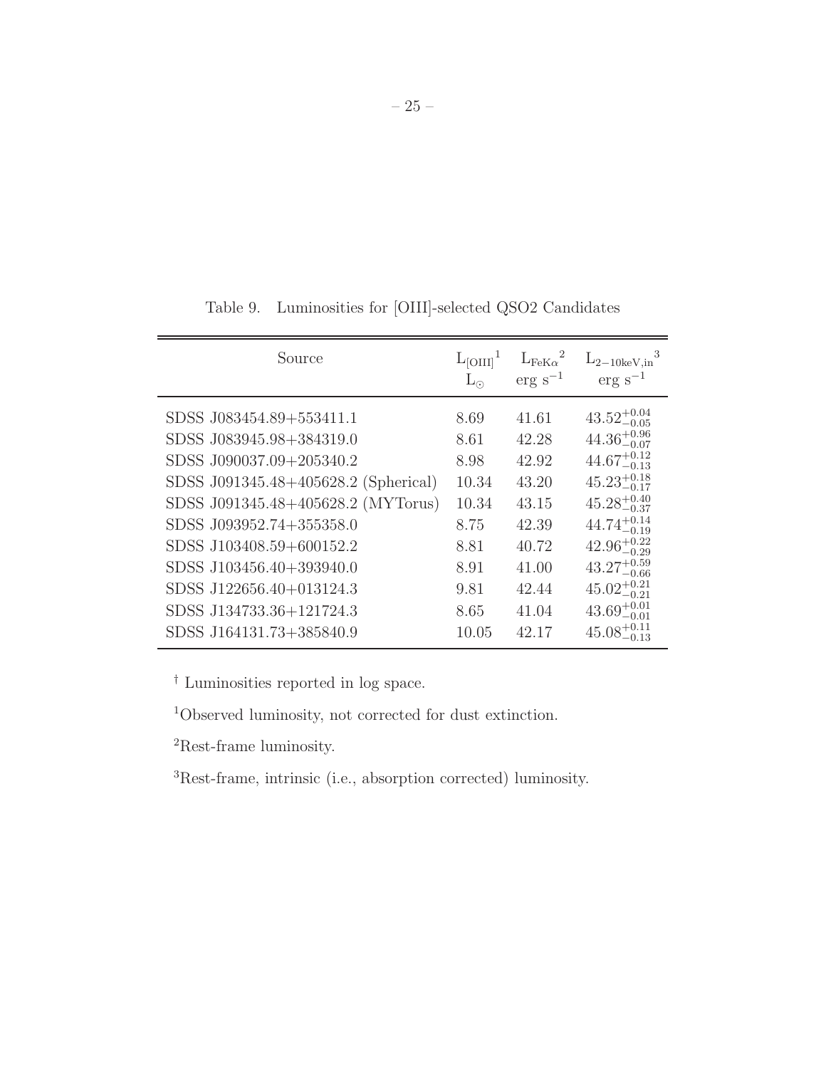Table 9. Luminosities for [OIII]-selected QSO2 Candidates

| Source | $L_{[OIII]}$[1] $L_{\odot}$ | $L_{FeK\alpha}$[2] erg $s^{-1}$ | $L_{2-10keV,in}$[3] erg $s^{-1}$ |
|---|---|---|---|
| SDSS J083454.89+553411.1 | 8.69 | 41.61 | $43.52^{+0.04}_{-0.05}$ |
| SDSS J083945.98+384319.0 | 8.61 | 42.28 | $44.36^{+0.96}_{-0.07}$ |
| SDSS J090037.09+205340.2 | 8.98 | 42.92 | $44.67^{+0.12}_{-0.13}$ |
| SDSS J091345.48+405628.2 (Spherical) | 10.34 | 43.20 | $45.23^{+0.18}_{-0.17}$ |
| SDSS J091345.48+405628.2 (MYTorus) | 10.34 | 43.15 | $45.28^{+0.40}_{-0.37}$ |
| SDSS J093952.74+355358.0 | 8.75 | 42.39 | $44.74^{+0.14}_{-0.19}$ |
| SDSS J103408.59+600152.2 | 8.81 | 40.72 | $42.96^{+0.22}_{-0.29}$ |
| SDSS J103456.40+393940.0 | 8.91 | 41.00 | $43.27^{+0.59}_{-0.66}$ |
| SDSS J122656.40+013124.3 | 9.81 | 42.44 | $45.02^{+0.21}_{-0.21}$ |
| SDSS J134733.36+121724.3 | 8.65 | 41.04 | $43.69^{+0.01}_{-0.01}$ |
| SDSS J164131.73+385840.9 | 10.05 | 42.17 | $45.08^{+0.11}_{-0.13}$ |

† Luminosities reported in log space.

[1] Observed luminosity, not corrected for dust extinction.

[2] Rest-frame luminosity.

[3] Rest-frame, intrinsic (i.e., absorption corrected) luminosity.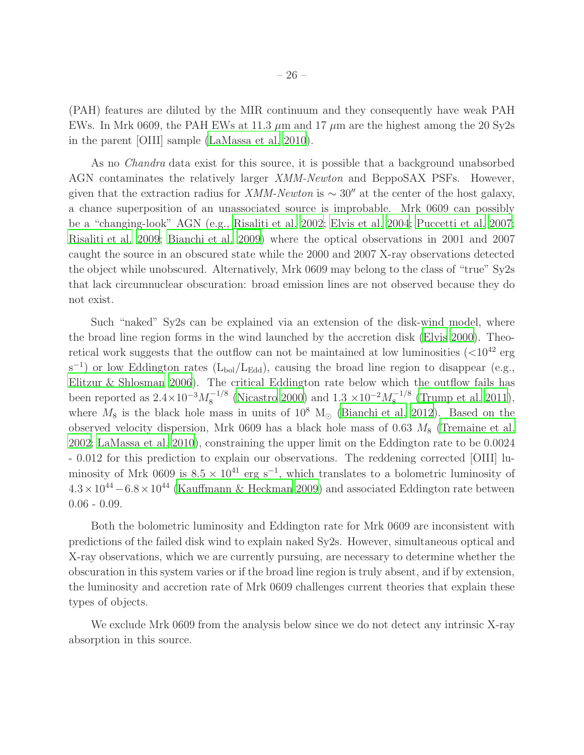(PAH) features are diluted by the MIR continuum and they consequently have weak PAH EWs. In Mrk 0609, the PAH EWs at 11.3 $\mu$m and 17 $\mu$m are the highest among the 20 Sy2s in the parent [OIII] sample (LaMassa et al. 2010).

As no *Chandra* data exist for this source, it is possible that a background unabsorbed AGN contaminates the relatively larger *XMM-Newton* and BeppoSAX PSFs. However, given that the extraction radius for *XMM-Newton* is $\sim 30''$ at the center of the host galaxy, a chance superposition of an unassociated source is improbable. Mrk 0609 can possibly be a "changing-look" AGN (e.g., Risaliti et al. 2002; Elvis et al. 2004; Puccetti et al. 2007; Risaliti et al. 2009; Bianchi et al. 2009) where the optical observations in 2001 and 2007 caught the source in an obscured state while the 2000 and 2007 X-ray observations detected the object while unobscured. Alternatively, Mrk 0609 may belong to the class of "true" Sy2s that lack circumnuclear obscuration: broad emission lines are not observed because they do not exist.

Such "naked" Sy2s can be explained via an extension of the disk-wind model, where the broad line region forms in the wind launched by the accretion disk (Elvis 2000). Theoretical work suggests that the outflow can not be maintained at low luminosities ($<10^{42}$ erg s$^{-1}$) or low Eddington rates ($L_{\rm bol}/L_{\rm Edd}$), causing the broad line region to disappear (e.g., Elitzur & Shlosman 2006). The critical Eddington rate below which the outflow fails has been reported as $2.4\times10^{-3}M_8^{-1/8}$ (Nicastro 2000) and $1.3\times10^{-2}M_8^{-1/8}$ (Trump et al. 2011), where $M_8$ is the black hole mass in units of $10^8$ M$_\odot$ (Bianchi et al. 2012). Based on the observed velocity dispersion, Mrk 0609 has a black hole mass of 0.63 $M_8$ (Tremaine et al. 2002; LaMassa et al. 2010), constraining the upper limit on the Eddington rate to be 0.0024 - 0.012 for this prediction to explain our observations. The reddening corrected [OIII] luminosity of Mrk 0609 is $8.5\times10^{41}$ erg s$^{-1}$, which translates to a bolometric luminosity of $4.3\times10^{44}-6.8\times10^{44}$ (Kauffmann & Heckman 2009) and associated Eddington rate between 0.06 - 0.09.

Both the bolometric luminosity and Eddington rate for Mrk 0609 are inconsistent with predictions of the failed disk wind to explain naked Sy2s. However, simultaneous optical and X-ray observations, which we are currently pursuing, are necessary to determine whether the obscuration in this system varies or if the broad line region is truly absent, and if by extension, the luminosity and accretion rate of Mrk 0609 challenges current theories that explain these types of objects.

We exclude Mrk 0609 from the analysis below since we do not detect any intrinsic X-ray absorption in this source.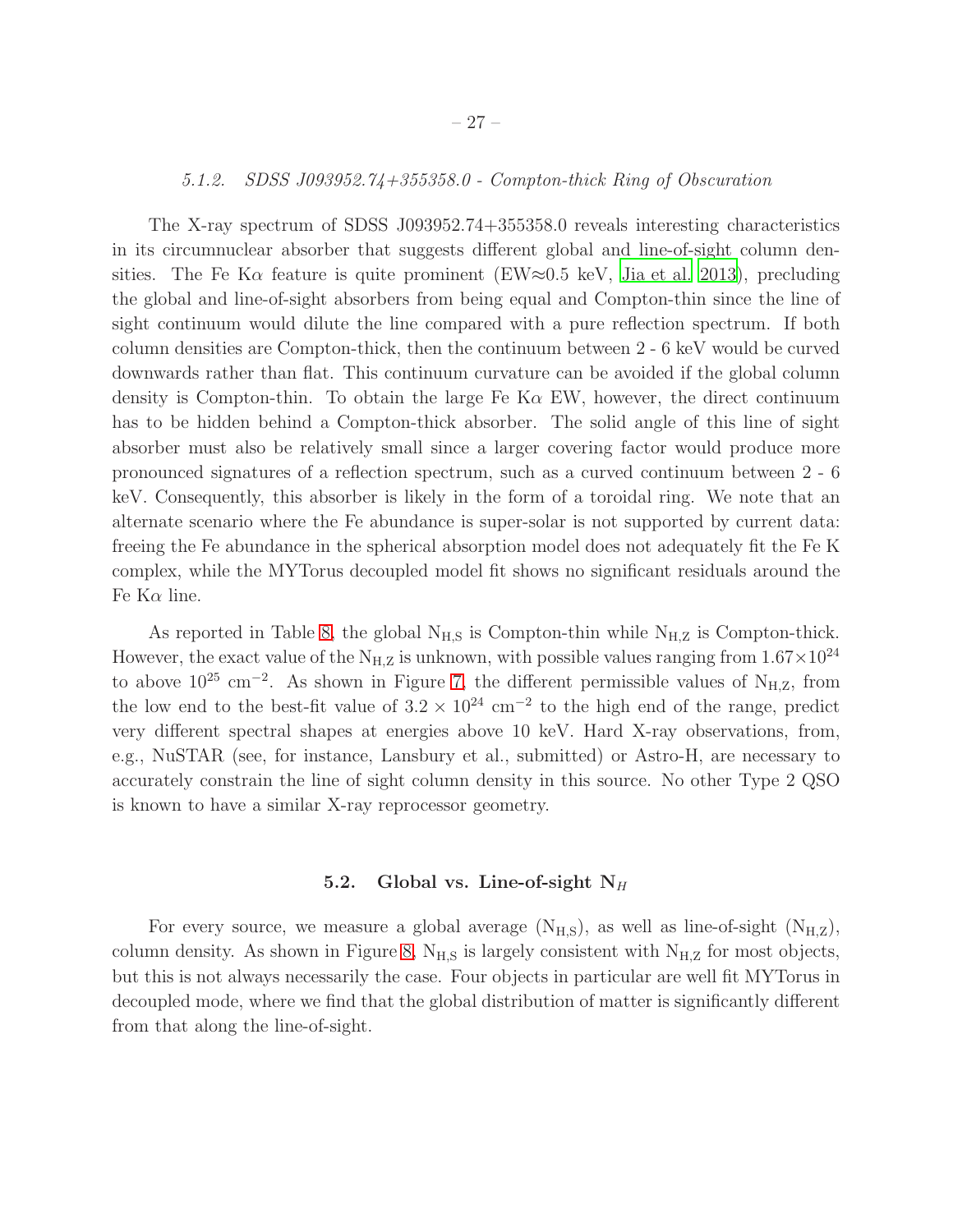#### *5.1.2. SDSS J093952.74+355358.0 - Compton-thick Ring of Obscuration*

The X-ray spectrum of SDSS J093952.74+355358.0 reveals interesting characteristics in its circumnuclear absorber that suggests different global and line-of-sight column densities. The Fe K$\alpha$ feature is quite prominent (EW$\approx$0.5 keV, Jia et al. 2013), precluding the global and line-of-sight absorbers from being equal and Compton-thin since the line of sight continuum would dilute the line compared with a pure reflection spectrum. If both column densities are Compton-thick, then the continuum between 2 - 6 keV would be curved downwards rather than flat. This continuum curvature can be avoided if the global column density is Compton-thin. To obtain the large Fe K$\alpha$ EW, however, the direct continuum has to be hidden behind a Compton-thick absorber. The solid angle of this line of sight absorber must also be relatively small since a larger covering factor would produce more pronounced signatures of a reflection spectrum, such as a curved continuum between 2 - 6 keV. Consequently, this absorber is likely in the form of a toroidal ring. We note that an alternate scenario where the Fe abundance is super-solar is not supported by current data: freeing the Fe abundance in the spherical absorption model does not adequately fit the Fe K complex, while the MYTorus decoupled model fit shows no significant residuals around the Fe K$\alpha$ line.

As reported in Table 8, the global $N_{H,S}$ is Compton-thin while $N_{H,Z}$ is Compton-thick. However, the exact value of the $N_{H,Z}$ is unknown, with possible values ranging from $1.67\times10^{24}$ to above $10^{25}$ cm$^{-2}$. As shown in Figure 7, the different permissible values of $N_{H,Z}$, from the low end to the best-fit value of $3.2 \times 10^{24}$ cm$^{-2}$ to the high end of the range, predict very different spectral shapes at energies above 10 keV. Hard X-ray observations, from, e.g., NuSTAR (see, for instance, Lansbury et al., submitted) or Astro-H, are necessary to accurately constrain the line of sight column density in this source. No other Type 2 QSO is known to have a similar X-ray reprocessor geometry.

### 5.2. Global vs. Line-of-sight $N_H$

For every source, we measure a global average ($N_{H,S}$), as well as line-of-sight ($N_{H,Z}$), column density. As shown in Figure 8, $N_{H,S}$ is largely consistent with $N_{H,Z}$ for most objects, but this is not always necessarily the case. Four objects in particular are well fit MYTorus in decoupled mode, where we find that the global distribution of matter is significantly different from that along the line-of-sight.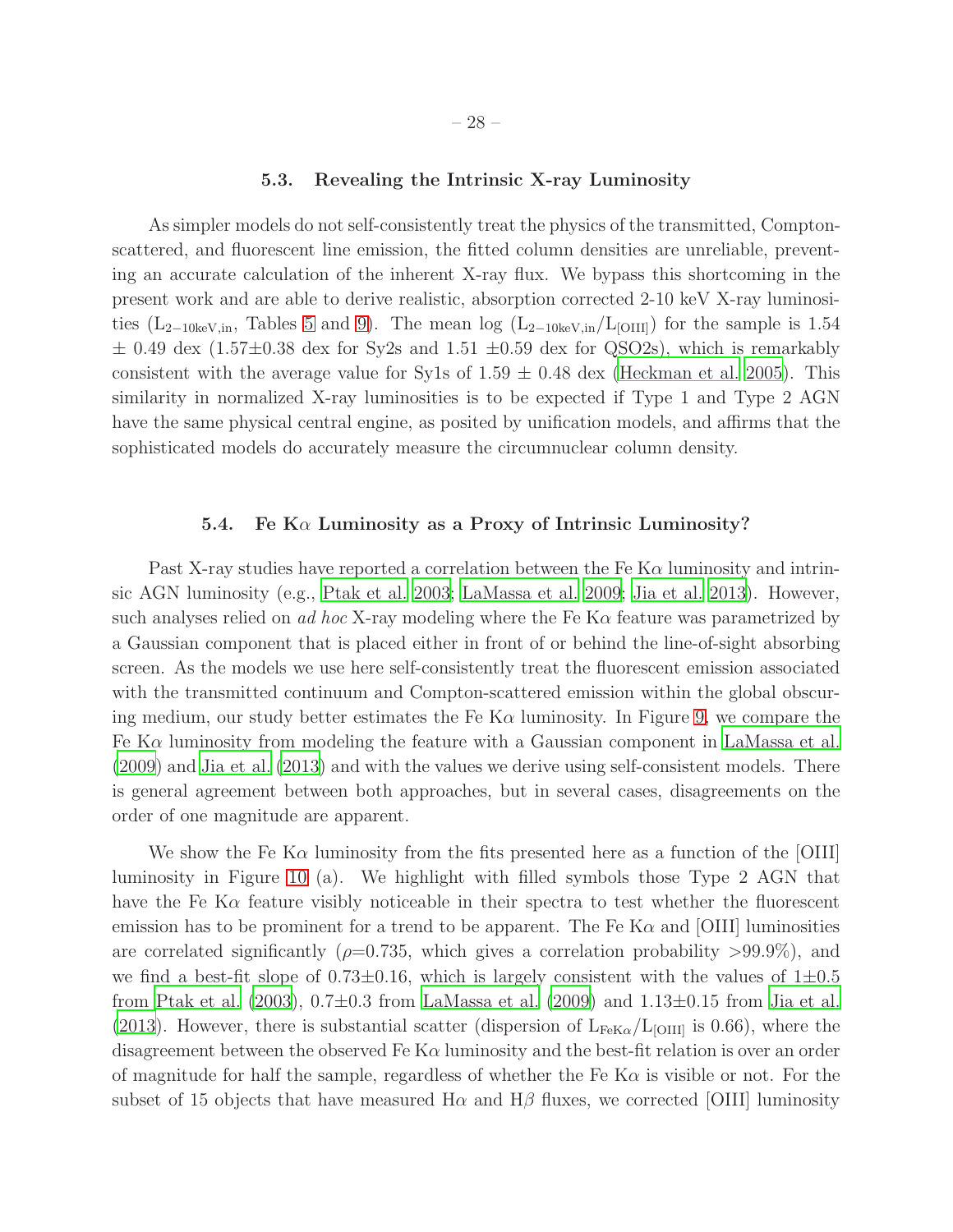### 5.3. Revealing the Intrinsic X-ray Luminosity

As simpler models do not self-consistently treat the physics of the transmitted, Compton-scattered, and fluorescent line emission, the fitted column densities are unreliable, preventing an accurate calculation of the inherent X-ray flux. We bypass this shortcoming in the present work and are able to derive realistic, absorption corrected 2-10 keV X-ray luminosities ($L_{2-10keV,in}$, Tables 5 and 9). The mean log ($L_{2-10keV,in}/L_{[OIII]}$) for the sample is 1.54 $\pm$ 0.49 dex (1.57$\pm$0.38 dex for Sy2s and 1.51 $\pm$0.59 dex for QSO2s), which is remarkably consistent with the average value for Sy1s of 1.59 $\pm$ 0.48 dex (Heckman et al. 2005). This similarity in normalized X-ray luminosities is to be expected if Type 1 and Type 2 AGN have the same physical central engine, as posited by unification models, and affirms that the sophisticated models do accurately measure the circumnuclear column density.

### 5.4. Fe K$\alpha$ Luminosity as a Proxy of Intrinsic Luminosity?

Past X-ray studies have reported a correlation between the Fe K$\alpha$ luminosity and intrinsic AGN luminosity (e.g., Ptak et al. 2003; LaMassa et al. 2009; Jia et al. 2013). However, such analyses relied on *ad hoc* X-ray modeling where the Fe K$\alpha$ feature was parametrized by a Gaussian component that is placed either in front of or behind the line-of-sight absorbing screen. As the models we use here self-consistently treat the fluorescent emission associated with the transmitted continuum and Compton-scattered emission within the global obscuring medium, our study better estimates the Fe K$\alpha$ luminosity. In Figure 9, we compare the Fe K$\alpha$ luminosity from modeling the feature with a Gaussian component in LaMassa et al. (2009) and Jia et al. (2013) and with the values we derive using self-consistent models. There is general agreement between both approaches, but in several cases, disagreements on the order of one magnitude are apparent.

We show the Fe K$\alpha$ luminosity from the fits presented here as a function of the [OIII] luminosity in Figure 10 (a). We highlight with filled symbols those Type 2 AGN that have the Fe K$\alpha$ feature visibly noticeable in their spectra to test whether the fluorescent emission has to be prominent for a trend to be apparent. The Fe K$\alpha$ and [OIII] luminosities are correlated significantly ($\rho$=0.735, which gives a correlation probability >99.9%), and we find a best-fit slope of 0.73$\pm$0.16, which is largely consistent with the values of 1$\pm$0.5 from Ptak et al. (2003), 0.7$\pm$0.3 from LaMassa et al. (2009) and 1.13$\pm$0.15 from Jia et al. (2013). However, there is substantial scatter (dispersion of $L_{FeK\alpha}/L_{[OIII]}$ is 0.66), where the disagreement between the observed Fe K$\alpha$ luminosity and the best-fit relation is over an order of magnitude for half the sample, regardless of whether the Fe K$\alpha$ is visible or not. For the subset of 15 objects that have measured H$\alpha$ and H$\beta$ fluxes, we corrected [OIII] luminosity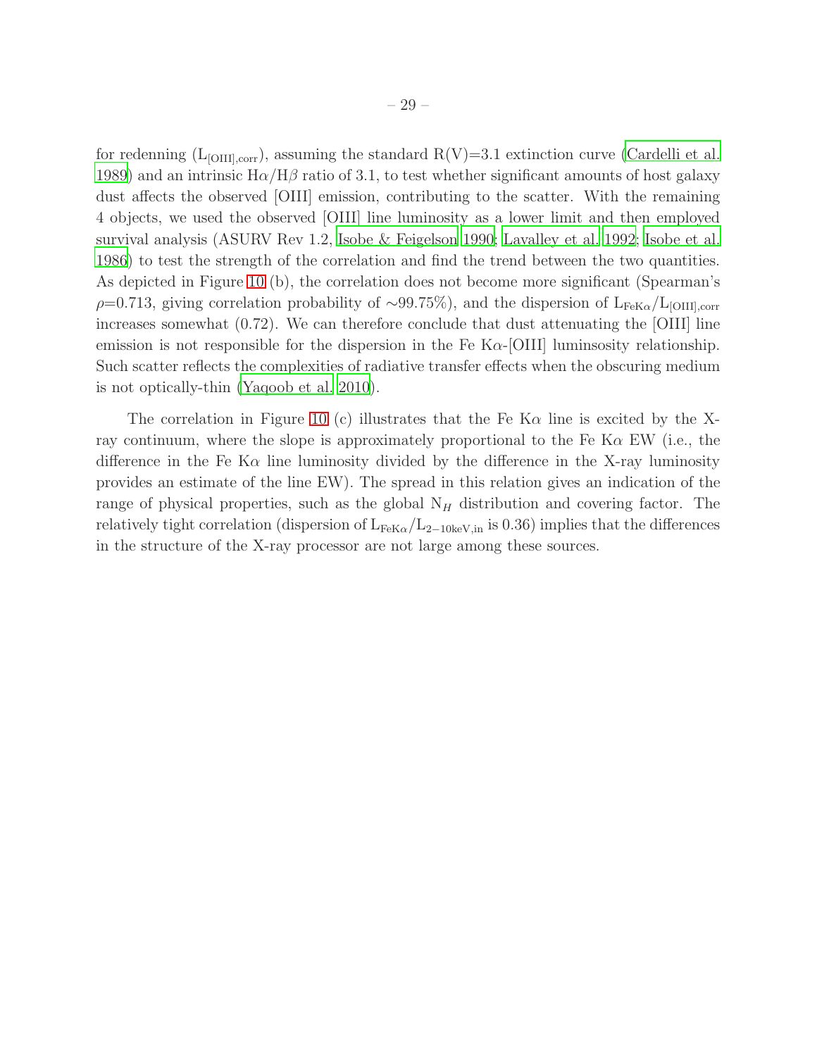for redenning ($L_{\rm [OIII],corr}$), assuming the standard R(V)=3.1 extinction curve (Cardelli et al. 1989) and an intrinsic H$\alpha$/H$\beta$ ratio of 3.1, to test whether significant amounts of host galaxy dust affects the observed [OIII] emission, contributing to the scatter. With the remaining 4 objects, we used the observed [OIII] line luminosity as a lower limit and then employed survival analysis (ASURV Rev 1.2, Isobe & Feigelson 1990; Lavalley et al. 1992; Isobe et al. 1986) to test the strength of the correlation and find the trend between the two quantities. As depicted in Figure 10 (b), the correlation does not become more significant (Spearman's $\rho$=0.713, giving correlation probability of $\sim$99.75%), and the dispersion of $L_{\rm FeK\alpha}/L_{\rm [OIII],corr}$ increases somewhat (0.72). We can therefore conclude that dust attenuating the [OIII] line emission is not responsible for the dispersion in the Fe K$\alpha$-[OIII] luminsosity relationship. Such scatter reflects the complexities of radiative transfer effects when the obscuring medium is not optically-thin (Yaqoob et al. 2010).

The correlation in Figure 10 (c) illustrates that the Fe K$\alpha$ line is excited by the X-ray continuum, where the slope is approximately proportional to the Fe K$\alpha$ EW (i.e., the difference in the Fe K$\alpha$ line luminosity divided by the difference in the X-ray luminosity provides an estimate of the line EW). The spread in this relation gives an indication of the range of physical properties, such as the global $N_H$ distribution and covering factor. The relatively tight correlation (dispersion of $L_{\rm FeK\alpha}/L_{\rm 2-10keV,in}$ is 0.36) implies that the differences in the structure of the X-ray processor are not large among these sources.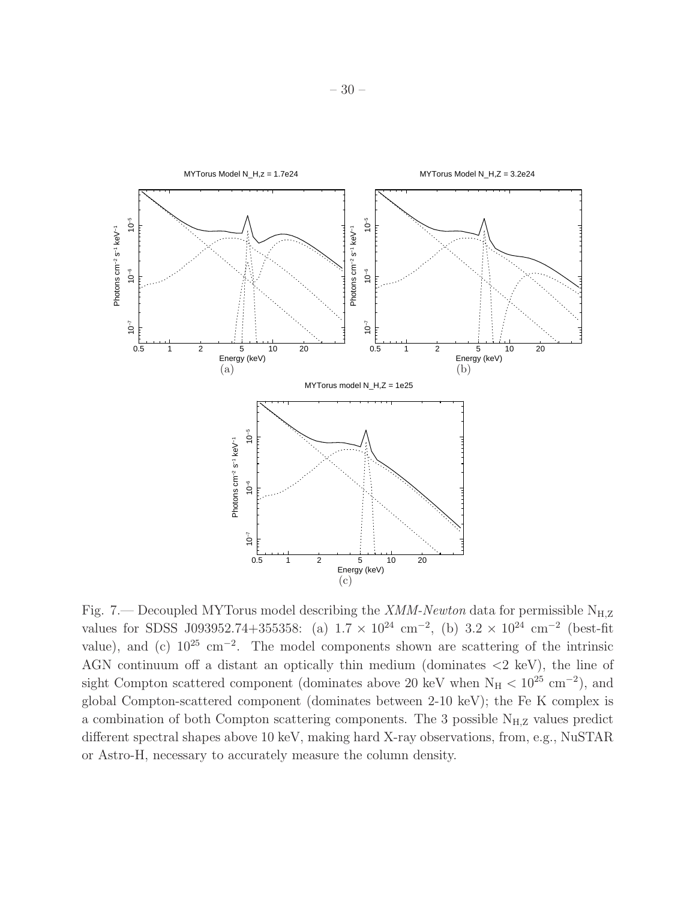MYTorus Model N_H,z = 1.7e24

Photons cm⁻² s⁻¹ keV⁻¹

Energy (keV)

(a)

MYTorus Model N_H,Z = 3.2e24

Photons cm⁻² s⁻¹ keV⁻¹

Energy (keV)

(b)

MYTorus model N_H,Z = 1e25

Photons cm⁻² s⁻¹ keV⁻¹

Energy (keV)

(c)

Fig. 7.— Decoupled MYTorus model describing the *XMM-Newton* data for permissible $N_{H,Z}$ values for SDSS J093952.74+355358: (a) $1.7 \times 10^{24}$ cm$^{-2}$, (b) $3.2 \times 10^{24}$ cm$^{-2}$ (best-fit value), and (c) $10^{25}$ cm$^{-2}$. The model components shown are scattering of the intrinsic AGN continuum off a distant an optically thin medium (dominates <2 keV), the line of sight Compton scattered component (dominates above 20 keV when $N_H < 10^{25}$ cm$^{-2}$), and global Compton-scattered component (dominates between 2-10 keV); the Fe K complex is a combination of both Compton scattering components. The 3 possible $N_{H,Z}$ values predict different spectral shapes above 10 keV, making hard X-ray observations, from, e.g., NuSTAR or Astro-H, necessary to accurately measure the column density.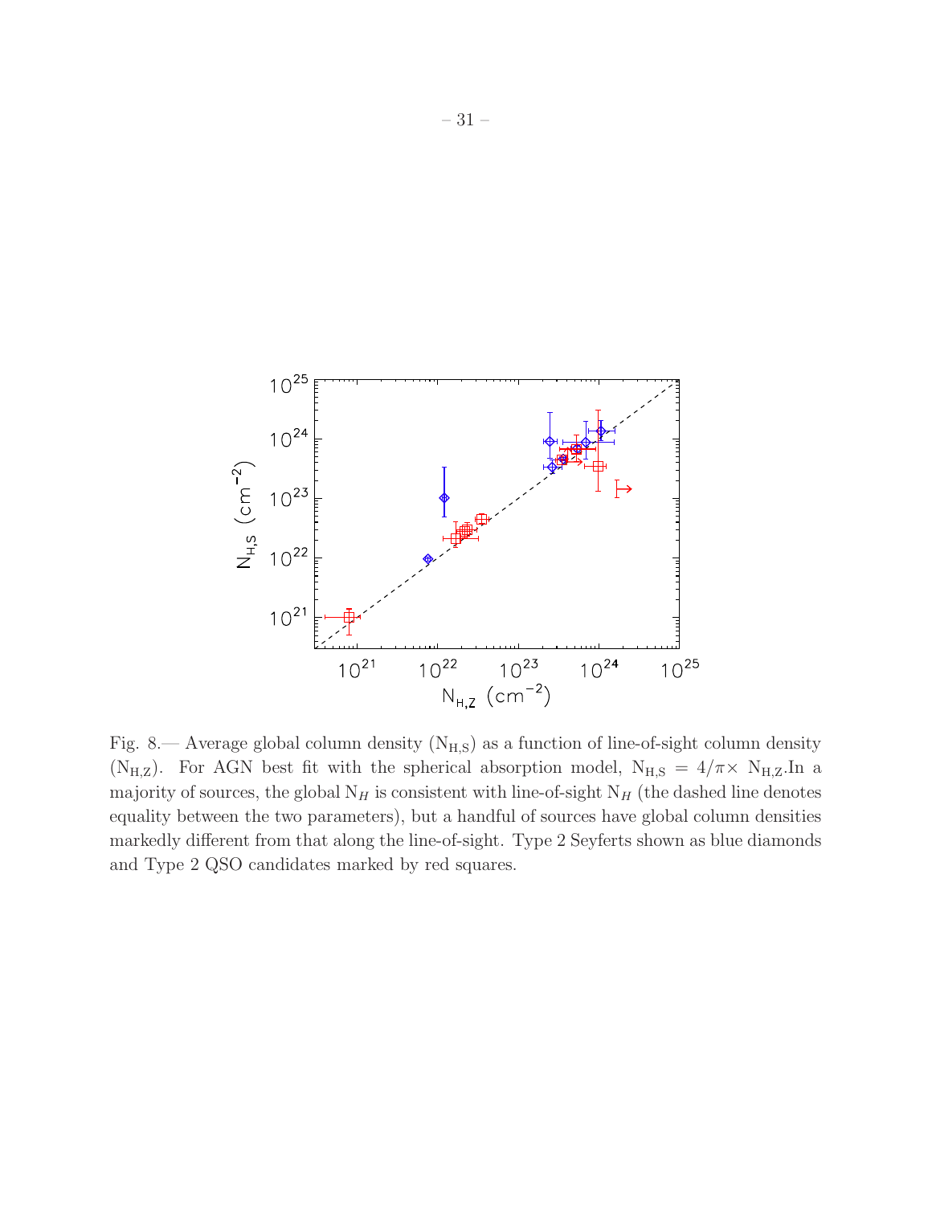$10^{25}$

$10^{24}$

$10^{23}$

$10^{22}$

$10^{21}$

$N_{H,S}$ ($cm^{-2}$)

$10^{21}$ $10^{22}$ $10^{23}$ $10^{24}$ $10^{25}$

$N_{H,Z}$ ($cm^{-2}$)

Fig. 8.— Average global column density ($N_{H,S}$) as a function of line-of-sight column density ($N_{H,Z}$). For AGN best fit with the spherical absorption model, $N_{H,S} = 4/\pi \times N_{H,Z}$.In a majority of sources, the global $N_H$ is consistent with line-of-sight $N_H$ (the dashed line denotes equality between the two parameters), but a handful of sources have global column densities markedly different from that along the line-of-sight. Type 2 Seyferts shown as blue diamonds and Type 2 QSO candidates marked by red squares.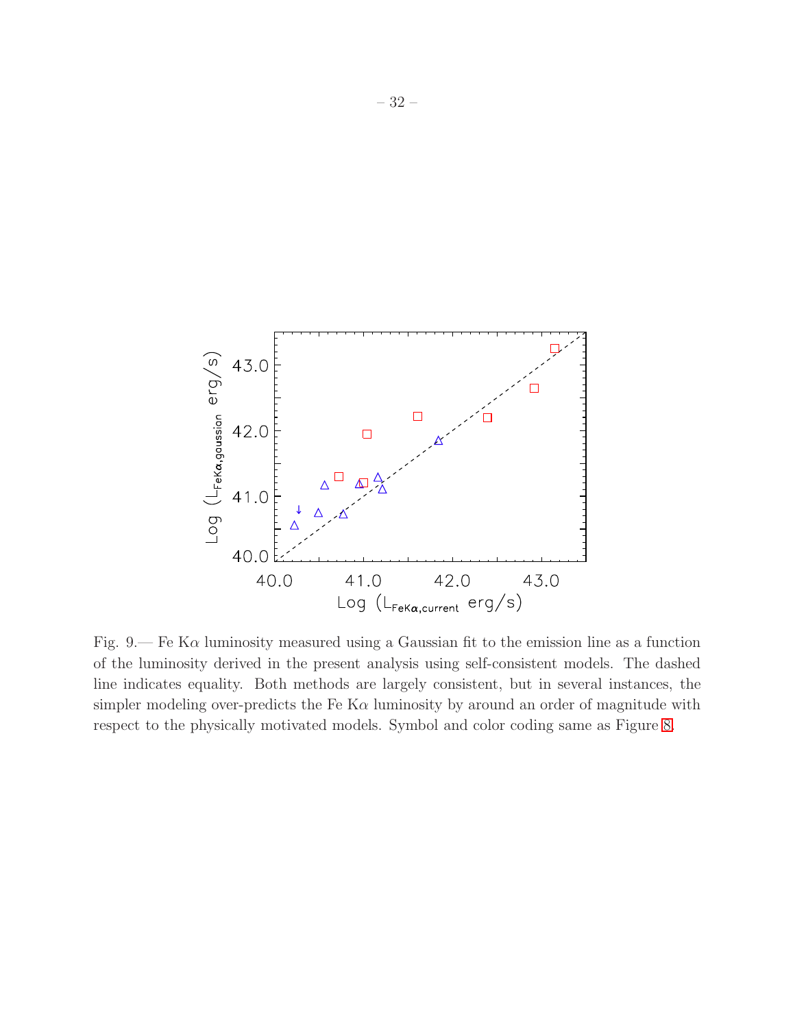Log ($L_{FeK\alpha,gaussian}$ erg/s)

43.0

42.0

41.0

40.0

40.0

41.0

42.0

43.0

Log ($L_{FeK\alpha,current}$ erg/s)

Fig. 9.— Fe K$\alpha$ luminosity measured using a Gaussian fit to the emission line as a function of the luminosity derived in the present analysis using self-consistent models. The dashed line indicates equality. Both methods are largely consistent, but in several instances, the simpler modeling over-predicts the Fe K$\alpha$ luminosity by around an order of magnitude with respect to the physically motivated models. Symbol and color coding same as Figure 8.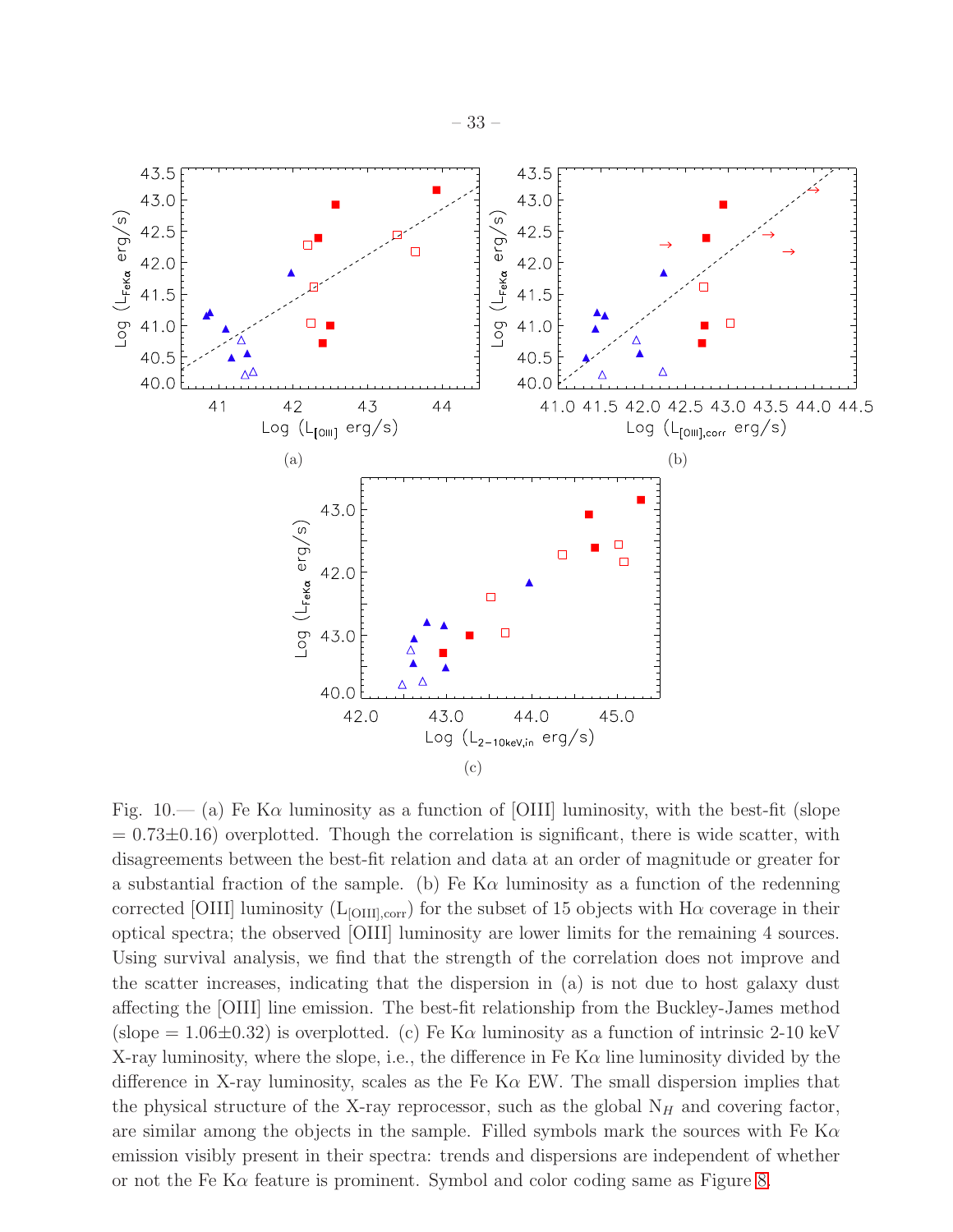Log ($L_{FeK\alpha}$ erg/s)

43.5
43.0
42.5
42.0
41.5
41.0
40.5
40.0

41
42
43
44

Log ($L_{[OIII]}$ erg/s)

(a)

Log ($L_{FeK\alpha}$ erg/s)

43.5
43.0
42.5
42.0
41.5
41.0
40.5
40.0

41.0
41.5
42.0
42.5
43.0
43.5
44.0
44.5

Log ($L_{[OIII],corr}$ erg/s)

(b)

Log ($L_{FeK\alpha}$ erg/s)

43.0
42.0
43.0
40.0

42.0
43.0
44.0
45.0

Log ($L_{2-10keV,in}$ erg/s)

(c)

Fig. 10.— (a) Fe K$\alpha$ luminosity as a function of [OIII] luminosity, with the best-fit (slope = 0.73±0.16) overplotted. Though the correlation is significant, there is wide scatter, with disagreements between the best-fit relation and data at an order of magnitude or greater for a substantial fraction of the sample. (b) Fe K$\alpha$ luminosity as a function of the redenning corrected [OIII] luminosity ($L_{[OIII],corr}$) for the subset of 15 objects with H$\alpha$ coverage in their optical spectra; the observed [OIII] luminosity are lower limits for the remaining 4 sources. Using survival analysis, we find that the strength of the correlation does not improve and the scatter increases, indicating that the dispersion in (a) is not due to host galaxy dust affecting the [OIII] line emission. The best-fit relationship from the Buckley-James method (slope = 1.06±0.32) is overplotted. (c) Fe K$\alpha$ luminosity as a function of intrinsic 2-10 keV X-ray luminosity, where the slope, i.e., the difference in Fe K$\alpha$ line luminosity divided by the difference in X-ray luminosity, scales as the Fe K$\alpha$ EW. The small dispersion implies that the physical structure of the X-ray reprocessor, such as the global $N_H$ and covering factor, are similar among the objects in the sample. Filled symbols mark the sources with Fe K$\alpha$ emission visibly present in their spectra: trends and dispersions are independent of whether or not the Fe K$\alpha$ feature is prominent. Symbol and color coding same as Figure 8.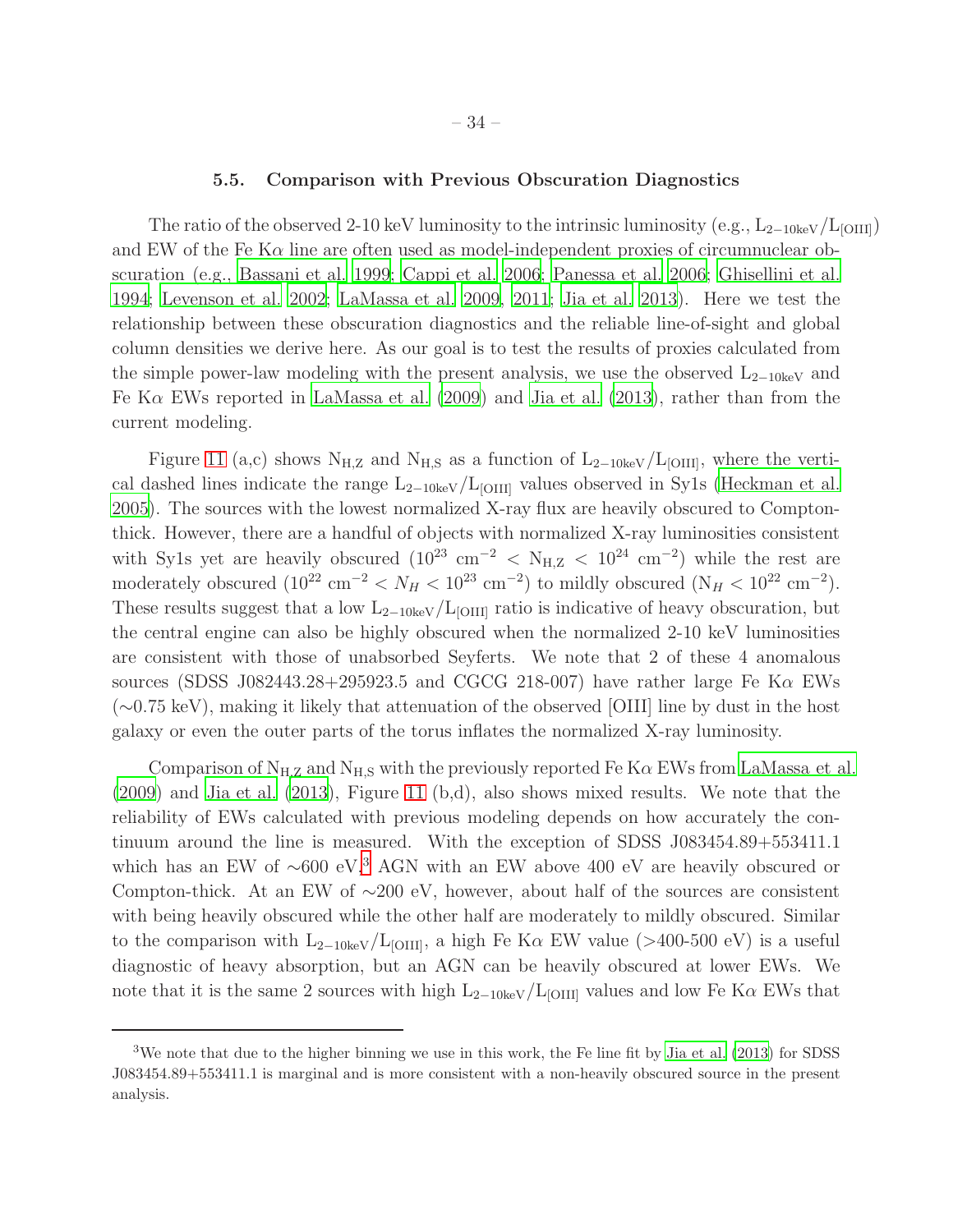### 5.5. Comparison with Previous Obscuration Diagnostics

The ratio of the observed 2-10 keV luminosity to the intrinsic luminosity (e.g., $L_{2-10keV}/L_{[OIII]}$) and EW of the Fe K$\alpha$ line are often used as model-independent proxies of circumnuclear obscuration (e.g., Bassani et al. 1999; Cappi et al. 2006; Panessa et al. 2006; Ghisellini et al. 1994; Levenson et al. 2002; LaMassa et al. 2009, 2011; Jia et al. 2013). Here we test the relationship between these obscuration diagnostics and the reliable line-of-sight and global column densities we derive here. As our goal is to test the results of proxies calculated from the simple power-law modeling with the present analysis, we use the observed $L_{2-10keV}$ and Fe K$\alpha$ EWs reported in LaMassa et al. (2009) and Jia et al. (2013), rather than from the current modeling.

Figure 11 (a,c) shows $N_{H,Z}$ and $N_{H,S}$ as a function of $L_{2-10keV}/L_{[OIII]}$, where the vertical dashed lines indicate the range $L_{2-10keV}/L_{[OIII]}$ values observed in Sy1s (Heckman et al. 2005). The sources with the lowest normalized X-ray flux are heavily obscured to Compton-thick. However, there are a handful of objects with normalized X-ray luminosities consistent with Sy1s yet are heavily obscured ($10^{23}$ cm$^{-2}$ < $N_{H,Z}$ < $10^{24}$ cm$^{-2}$) while the rest are moderately obscured ($10^{22}$ cm$^{-2}$ < $N_H$ < $10^{23}$ cm$^{-2}$) to mildly obscured ($N_H$ < $10^{22}$ cm$^{-2}$). These results suggest that a low $L_{2-10keV}/L_{[OIII]}$ ratio is indicative of heavy obscuration, but the central engine can also be highly obscured when the normalized 2-10 keV luminosities are consistent with those of unabsorbed Seyferts. We note that 2 of these 4 anomalous sources (SDSS J082443.28+295923.5 and CGCG 218-007) have rather large Fe K$\alpha$ EWs (∼0.75 keV), making it likely that attenuation of the observed [OIII] line by dust in the host galaxy or even the outer parts of the torus inflates the normalized X-ray luminosity.

Comparison of $N_{H,Z}$ and $N_{H,S}$ with the previously reported Fe K$\alpha$ EWs from LaMassa et al. (2009) and Jia et al. (2013), Figure 11 (b,d), also shows mixed results. We note that the reliability of EWs calculated with previous modeling depends on how accurately the continuum around the line is measured. With the exception of SDSS J083454.89+553411.1 which has an EW of ∼600 eV,[3] AGN with an EW above 400 eV are heavily obscured or Compton-thick. At an EW of ∼200 eV, however, about half of the sources are consistent with being heavily obscured while the other half are moderately to mildly obscured. Similar to the comparison with $L_{2-10keV}/L_{[OIII]}$, a high Fe K$\alpha$ EW value (>400-500 eV) is a useful diagnostic of heavy absorption, but an AGN can be heavily obscured at lower EWs. We note that it is the same 2 sources with high $L_{2-10keV}/L_{[OIII]}$ values and low Fe K$\alpha$ EWs that

---

[3] We note that due to the higher binning we use in this work, the Fe line fit by Jia et al. (2013) for SDSS J083454.89+553411.1 is marginal and is more consistent with a non-heavily obscured source in the present analysis.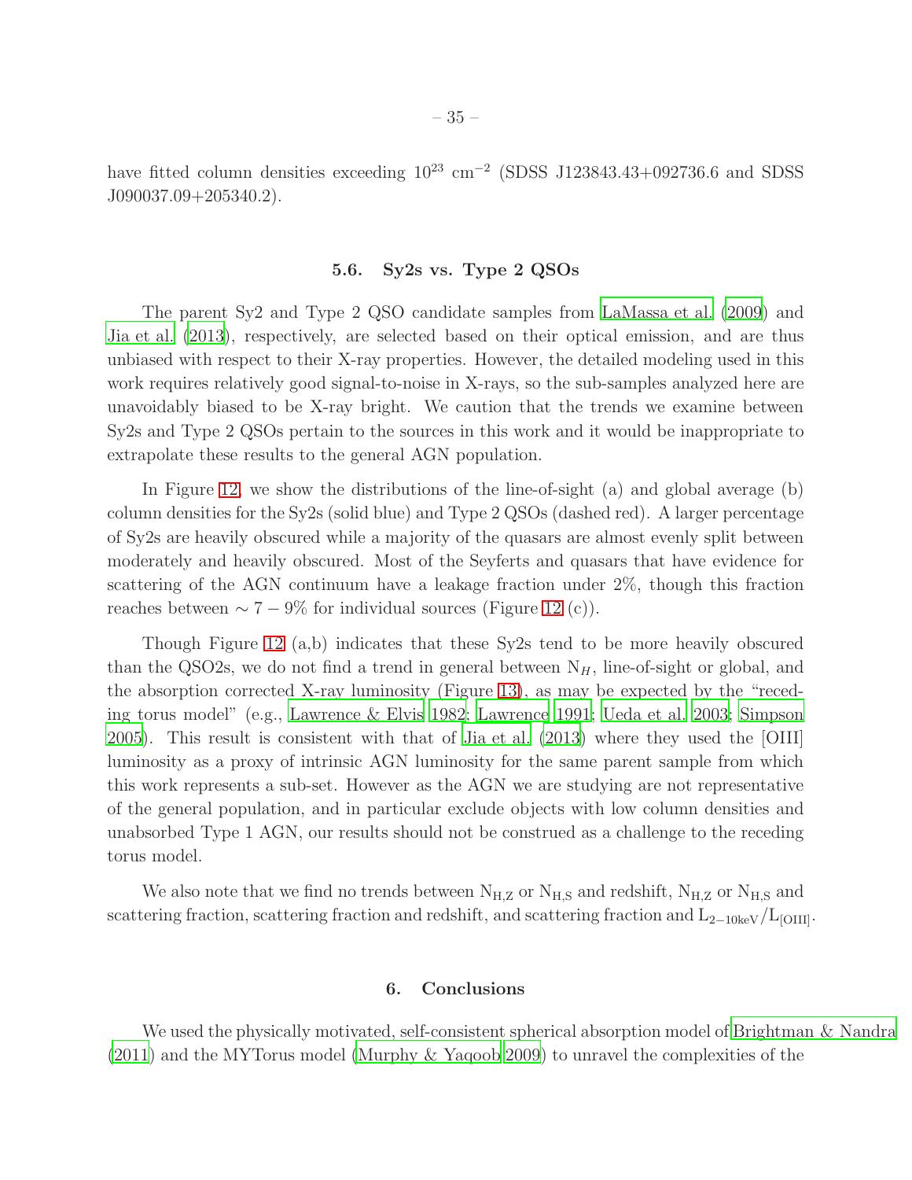have fitted column densities exceeding $10^{23}$ cm$^{-2}$ (SDSS J123843.43+092736.6 and SDSS J090037.09+205340.2).

### 5.6. Sy2s vs. Type 2 QSOs

The parent Sy2 and Type 2 QSO candidate samples from LaMassa et al. (2009) and Jia et al. (2013), respectively, are selected based on their optical emission, and are thus unbiased with respect to their X-ray properties. However, the detailed modeling used in this work requires relatively good signal-to-noise in X-rays, so the sub-samples analyzed here are unavoidably biased to be X-ray bright. We caution that the trends we examine between Sy2s and Type 2 QSOs pertain to the sources in this work and it would be inappropriate to extrapolate these results to the general AGN population.

In Figure 12, we show the distributions of the line-of-sight (a) and global average (b) column densities for the Sy2s (solid blue) and Type 2 QSOs (dashed red). A larger percentage of Sy2s are heavily obscured while a majority of the quasars are almost evenly split between moderately and heavily obscured. Most of the Seyferts and quasars that have evidence for scattering of the AGN continuum have a leakage fraction under 2%, though this fraction reaches between $\sim 7-9\%$ for individual sources (Figure 12 (c)).

Though Figure 12 (a,b) indicates that these Sy2s tend to be more heavily obscured than the QSO2s, we do not find a trend in general between $N_H$, line-of-sight or global, and the absorption corrected X-ray luminosity (Figure 13), as may be expected by the "receding torus model" (e.g., Lawrence & Elvis 1982; Lawrence 1991; Ueda et al. 2003; Simpson 2005). This result is consistent with that of Jia et al. (2013) where they used the [OIII] luminosity as a proxy of intrinsic AGN luminosity for the same parent sample from which this work represents a sub-set. However as the AGN we are studying are not representative of the general population, and in particular exclude objects with low column densities and unabsorbed Type 1 AGN, our results should not be construed as a challenge to the receding torus model.

We also note that we find no trends between $N_{H,Z}$ or $N_{H,S}$ and redshift, $N_{H,Z}$ or $N_{H,S}$ and scattering fraction, scattering fraction and redshift, and scattering fraction and $L_{2-10keV}/L_{[OIII]}$.

## 6. Conclusions

We used the physically motivated, self-consistent spherical absorption model of Brightman & Nandra (2011) and the MYTorus model (Murphy & Yaqoob 2009) to unravel the complexities of the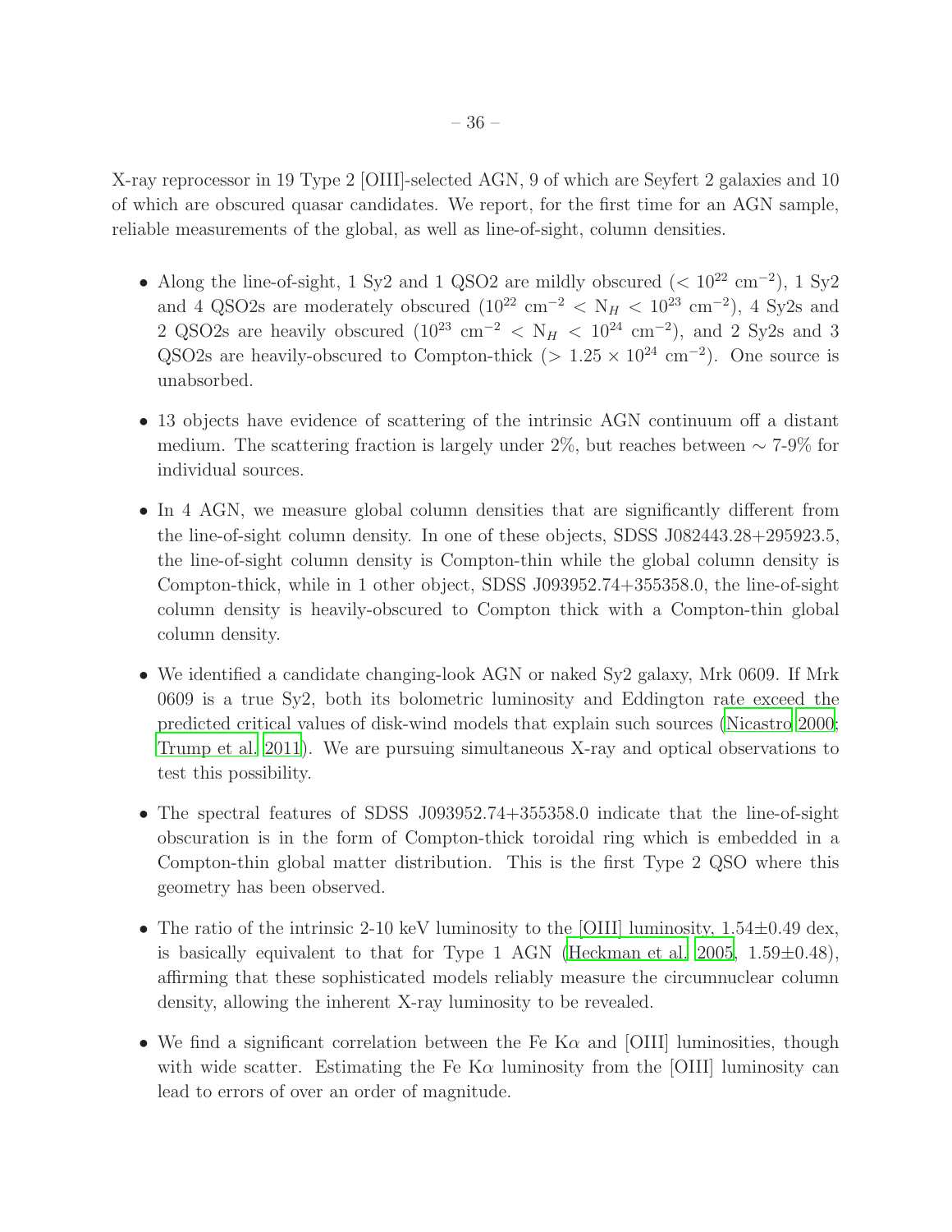X-ray reprocessor in 19 Type 2 [OIII]-selected AGN, 9 of which are Seyfert 2 galaxies and 10 of which are obscured quasar candidates. We report, for the first time for an AGN sample, reliable measurements of the global, as well as line-of-sight, column densities.

- Along the line-of-sight, 1 Sy2 and 1 QSO2 are mildly obscured ($< 10^{22}$ cm$^{-2}$), 1 Sy2 and 4 QSO2s are moderately obscured ($10^{22}$ cm$^{-2}$ $<$ N$_H$ $<$ $10^{23}$ cm$^{-2}$), 4 Sy2s and 2 QSO2s are heavily obscured ($10^{23}$ cm$^{-2}$ $<$ N$_H$ $<$ $10^{24}$ cm$^{-2}$), and 2 Sy2s and 3 QSO2s are heavily-obscured to Compton-thick ($> 1.25 \times 10^{24}$ cm$^{-2}$). One source is unabsorbed.

- 13 objects have evidence of scattering of the intrinsic AGN continuum off a distant medium. The scattering fraction is largely under 2%, but reaches between $\sim$ 7-9% for individual sources.

- In 4 AGN, we measure global column densities that are significantly different from the line-of-sight column density. In one of these objects, SDSS J082443.28+295923.5, the line-of-sight column density is Compton-thin while the global column density is Compton-thick, while in 1 other object, SDSS J093952.74+355358.0, the line-of-sight column density is heavily-obscured to Compton thick with a Compton-thin global column density.

- We identified a candidate changing-look AGN or naked Sy2 galaxy, Mrk 0609. If Mrk 0609 is a true Sy2, both its bolometric luminosity and Eddington rate exceed the predicted critical values of disk-wind models that explain such sources (Nicastro 2000; Trump et al. 2011). We are pursuing simultaneous X-ray and optical observations to test this possibility.

- The spectral features of SDSS J093952.74+355358.0 indicate that the line-of-sight obscuration is in the form of Compton-thick toroidal ring which is embedded in a Compton-thin global matter distribution. This is the first Type 2 QSO where this geometry has been observed.

- The ratio of the intrinsic 2-10 keV luminosity to the [OIII] luminosity, 1.54$\pm$0.49 dex, is basically equivalent to that for Type 1 AGN (Heckman et al. 2005, 1.59$\pm$0.48), affirming that these sophisticated models reliably measure the circumnuclear column density, allowing the inherent X-ray luminosity to be revealed.

- We find a significant correlation between the Fe K$\alpha$ and [OIII] luminosities, though with wide scatter. Estimating the Fe K$\alpha$ luminosity from the [OIII] luminosity can lead to errors of over an order of magnitude.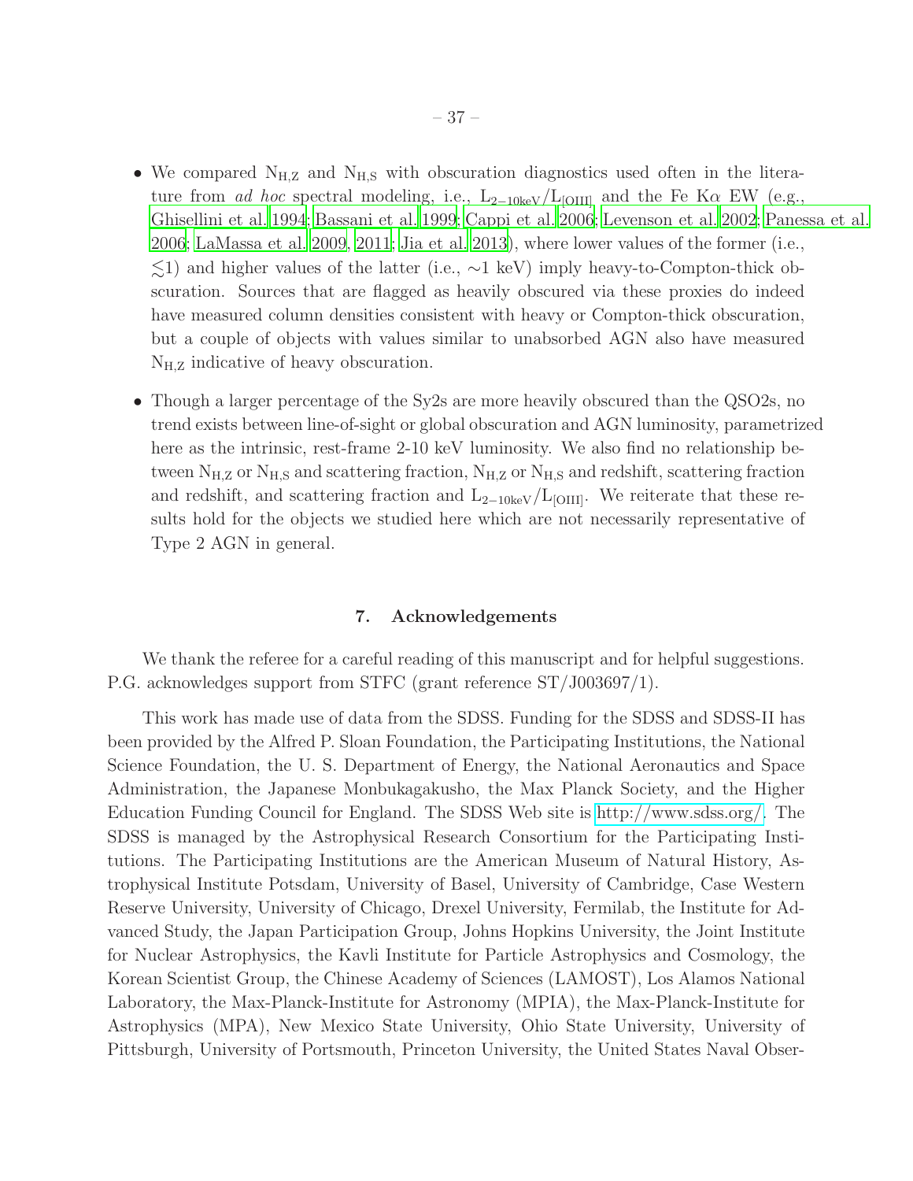- We compared $N_{H,Z}$ and $N_{H,S}$ with obscuration diagnostics used often in the literature from *ad hoc* spectral modeling, i.e., $L_{2-10keV}/L_{[OIII]}$ and the Fe K$\alpha$ EW (e.g., Ghisellini et al. 1994; Bassani et al. 1999; Cappi et al. 2006; Levenson et al. 2002; Panessa et al. 2006; LaMassa et al. 2009, 2011; Jia et al. 2013), where lower values of the former (i.e., $\lesssim$1) and higher values of the latter (i.e., $\sim$1 keV) imply heavy-to-Compton-thick obscuration. Sources that are flagged as heavily obscured via these proxies do indeed have measured column densities consistent with heavy or Compton-thick obscuration, but a couple of objects with values similar to unabsorbed AGN also have measured $N_{H,Z}$ indicative of heavy obscuration.

- Though a larger percentage of the Sy2s are more heavily obscured than the QSO2s, no trend exists between line-of-sight or global obscuration and AGN luminosity, parametrized here as the intrinsic, rest-frame 2-10 keV luminosity. We also find no relationship between $N_{H,Z}$ or $N_{H,S}$ and scattering fraction, $N_{H,Z}$ or $N_{H,S}$ and redshift, scattering fraction and redshift, and scattering fraction and $L_{2-10keV}/L_{[OIII]}$. We reiterate that these results hold for the objects we studied here which are not necessarily representative of Type 2 AGN in general.

## 7. Acknowledgements

We thank the referee for a careful reading of this manuscript and for helpful suggestions. P.G. acknowledges support from STFC (grant reference ST/J003697/1).

This work has made use of data from the SDSS. Funding for the SDSS and SDSS-II has been provided by the Alfred P. Sloan Foundation, the Participating Institutions, the National Science Foundation, the U. S. Department of Energy, the National Aeronautics and Space Administration, the Japanese Monbukagakusho, the Max Planck Society, and the Higher Education Funding Council for England. The SDSS Web site is http://www.sdss.org/. The SDSS is managed by the Astrophysical Research Consortium for the Participating Institutions. The Participating Institutions are the American Museum of Natural History, Astrophysical Institute Potsdam, University of Basel, University of Cambridge, Case Western Reserve University, University of Chicago, Drexel University, Fermilab, the Institute for Advanced Study, the Japan Participation Group, Johns Hopkins University, the Joint Institute for Nuclear Astrophysics, the Kavli Institute for Particle Astrophysics and Cosmology, the Korean Scientist Group, the Chinese Academy of Sciences (LAMOST), Los Alamos National Laboratory, the Max-Planck-Institute for Astronomy (MPIA), the Max-Planck-Institute for Astrophysics (MPA), New Mexico State University, Ohio State University, University of Pittsburgh, University of Portsmouth, Princeton University, the United States Naval Obser-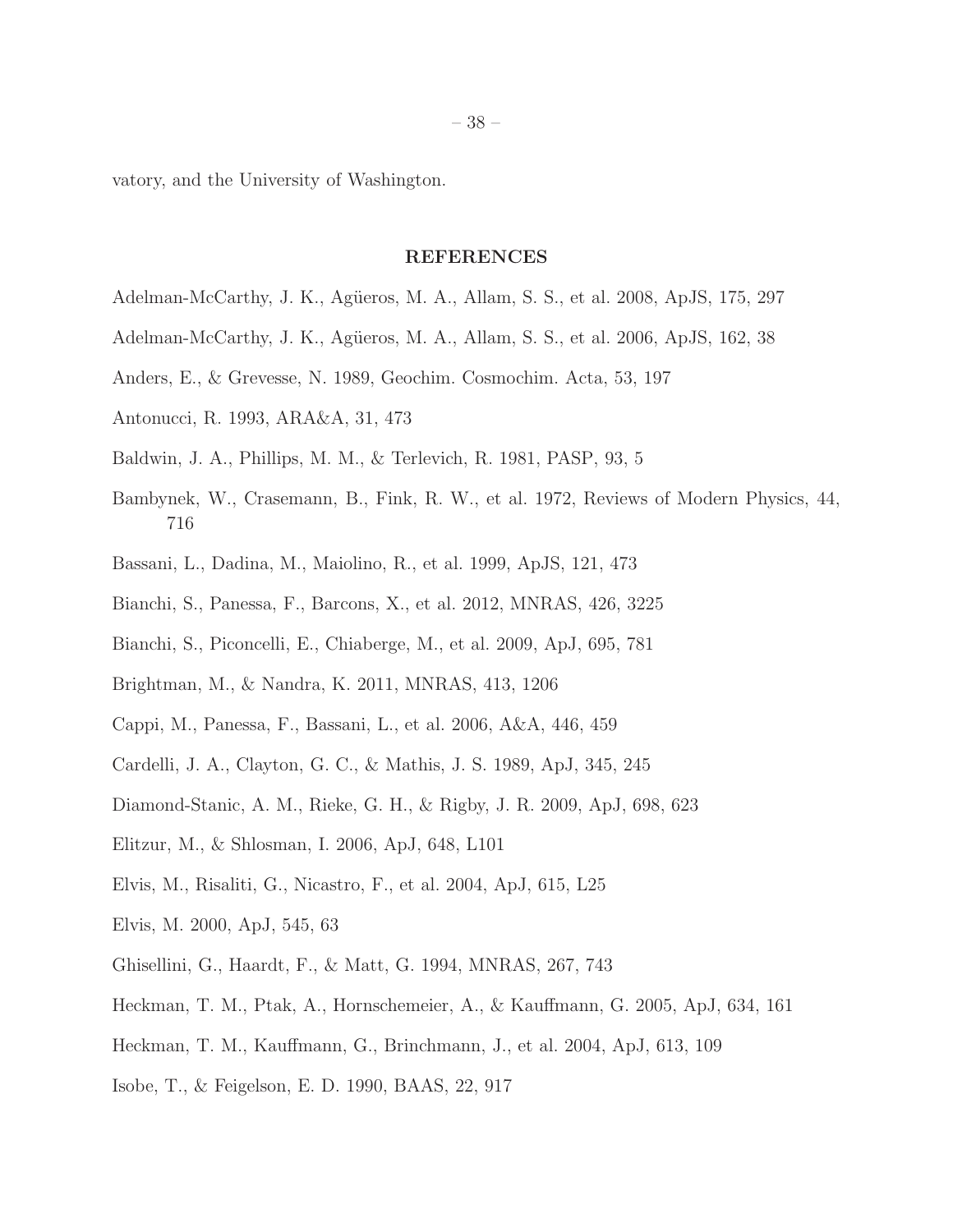vatory, and the University of Washington.

## REFERENCES

Adelman-McCarthy, J. K., Agüeros, M. A., Allam, S. S., et al. 2008, ApJS, 175, 297

Adelman-McCarthy, J. K., Agüeros, M. A., Allam, S. S., et al. 2006, ApJS, 162, 38

Anders, E., & Grevesse, N. 1989, Geochim. Cosmochim. Acta, 53, 197

Antonucci, R. 1993, ARA&A, 31, 473

Baldwin, J. A., Phillips, M. M., & Terlevich, R. 1981, PASP, 93, 5

Bambynek, W., Crasemann, B., Fink, R. W., et al. 1972, Reviews of Modern Physics, 44, 716

Bassani, L., Dadina, M., Maiolino, R., et al. 1999, ApJS, 121, 473

Bianchi, S., Panessa, F., Barcons, X., et al. 2012, MNRAS, 426, 3225

Bianchi, S., Piconcelli, E., Chiaberge, M., et al. 2009, ApJ, 695, 781

Brightman, M., & Nandra, K. 2011, MNRAS, 413, 1206

Cappi, M., Panessa, F., Bassani, L., et al. 2006, A&A, 446, 459

Cardelli, J. A., Clayton, G. C., & Mathis, J. S. 1989, ApJ, 345, 245

Diamond-Stanic, A. M., Rieke, G. H., & Rigby, J. R. 2009, ApJ, 698, 623

Elitzur, M., & Shlosman, I. 2006, ApJ, 648, L101

Elvis, M., Risaliti, G., Nicastro, F., et al. 2004, ApJ, 615, L25

Elvis, M. 2000, ApJ, 545, 63

Ghisellini, G., Haardt, F., & Matt, G. 1994, MNRAS, 267, 743

Heckman, T. M., Ptak, A., Hornschemeier, A., & Kauffmann, G. 2005, ApJ, 634, 161

Heckman, T. M., Kauffmann, G., Brinchmann, J., et al. 2004, ApJ, 613, 109

Isobe, T., & Feigelson, E. D. 1990, BAAS, 22, 917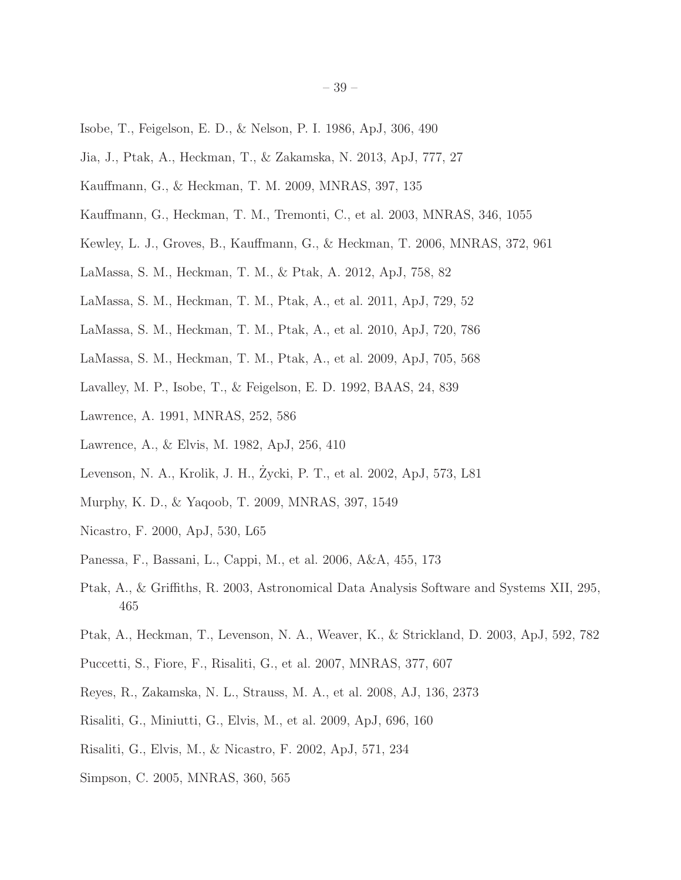Isobe, T., Feigelson, E. D., & Nelson, P. I. 1986, ApJ, 306, 490

Jia, J., Ptak, A., Heckman, T., & Zakamska, N. 2013, ApJ, 777, 27

Kauffmann, G., & Heckman, T. M. 2009, MNRAS, 397, 135

Kauffmann, G., Heckman, T. M., Tremonti, C., et al. 2003, MNRAS, 346, 1055

Kewley, L. J., Groves, B., Kauffmann, G., & Heckman, T. 2006, MNRAS, 372, 961

LaMassa, S. M., Heckman, T. M., & Ptak, A. 2012, ApJ, 758, 82

LaMassa, S. M., Heckman, T. M., Ptak, A., et al. 2011, ApJ, 729, 52

LaMassa, S. M., Heckman, T. M., Ptak, A., et al. 2010, ApJ, 720, 786

LaMassa, S. M., Heckman, T. M., Ptak, A., et al. 2009, ApJ, 705, 568

Lavalley, M. P., Isobe, T., & Feigelson, E. D. 1992, BAAS, 24, 839

Lawrence, A. 1991, MNRAS, 252, 586

Lawrence, A., & Elvis, M. 1982, ApJ, 256, 410

Levenson, N. A., Krolik, J. H., Życki, P. T., et al. 2002, ApJ, 573, L81

Murphy, K. D., & Yaqoob, T. 2009, MNRAS, 397, 1549

Nicastro, F. 2000, ApJ, 530, L65

Panessa, F., Bassani, L., Cappi, M., et al. 2006, A&A, 455, 173

Ptak, A., & Griffiths, R. 2003, Astronomical Data Analysis Software and Systems XII, 295, 465

Ptak, A., Heckman, T., Levenson, N. A., Weaver, K., & Strickland, D. 2003, ApJ, 592, 782

Puccetti, S., Fiore, F., Risaliti, G., et al. 2007, MNRAS, 377, 607

Reyes, R., Zakamska, N. L., Strauss, M. A., et al. 2008, AJ, 136, 2373

Risaliti, G., Miniutti, G., Elvis, M., et al. 2009, ApJ, 696, 160

Risaliti, G., Elvis, M., & Nicastro, F. 2002, ApJ, 571, 234

Simpson, C. 2005, MNRAS, 360, 565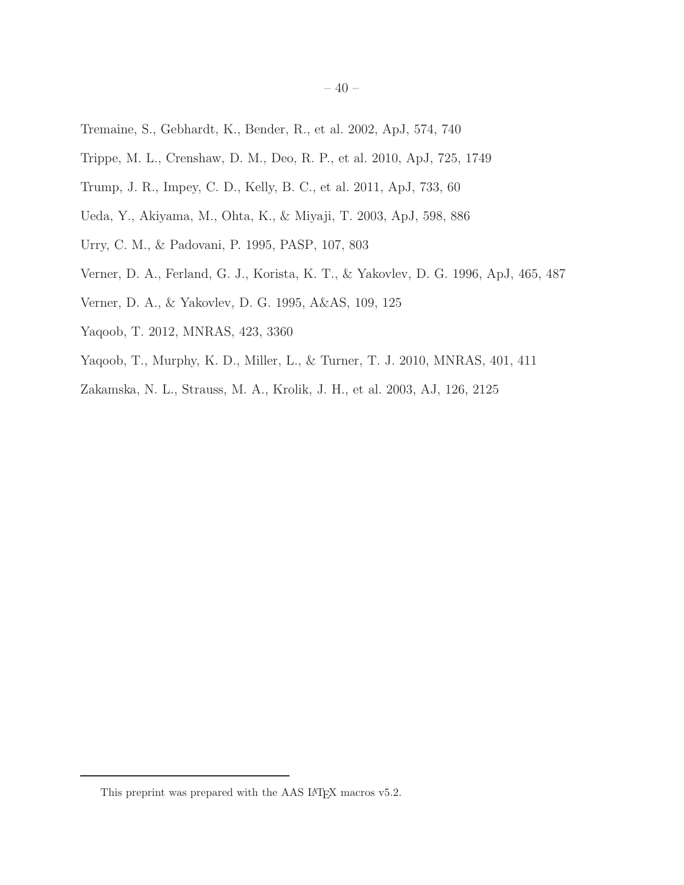Tremaine, S., Gebhardt, K., Bender, R., et al. 2002, ApJ, 574, 740

Trippe, M. L., Crenshaw, D. M., Deo, R. P., et al. 2010, ApJ, 725, 1749

Trump, J. R., Impey, C. D., Kelly, B. C., et al. 2011, ApJ, 733, 60

Ueda, Y., Akiyama, M., Ohta, K., & Miyaji, T. 2003, ApJ, 598, 886

Urry, C. M., & Padovani, P. 1995, PASP, 107, 803

Verner, D. A., Ferland, G. J., Korista, K. T., & Yakovlev, D. G. 1996, ApJ, 465, 487

Verner, D. A., & Yakovlev, D. G. 1995, A&AS, 109, 125

Yaqoob, T. 2012, MNRAS, 423, 3360

Yaqoob, T., Murphy, K. D., Miller, L., & Turner, T. J. 2010, MNRAS, 401, 411

Zakamska, N. L., Strauss, M. A., Krolik, J. H., et al. 2003, AJ, 126, 2125

---

This preprint was prepared with the AAS LaTeX macros v5.2.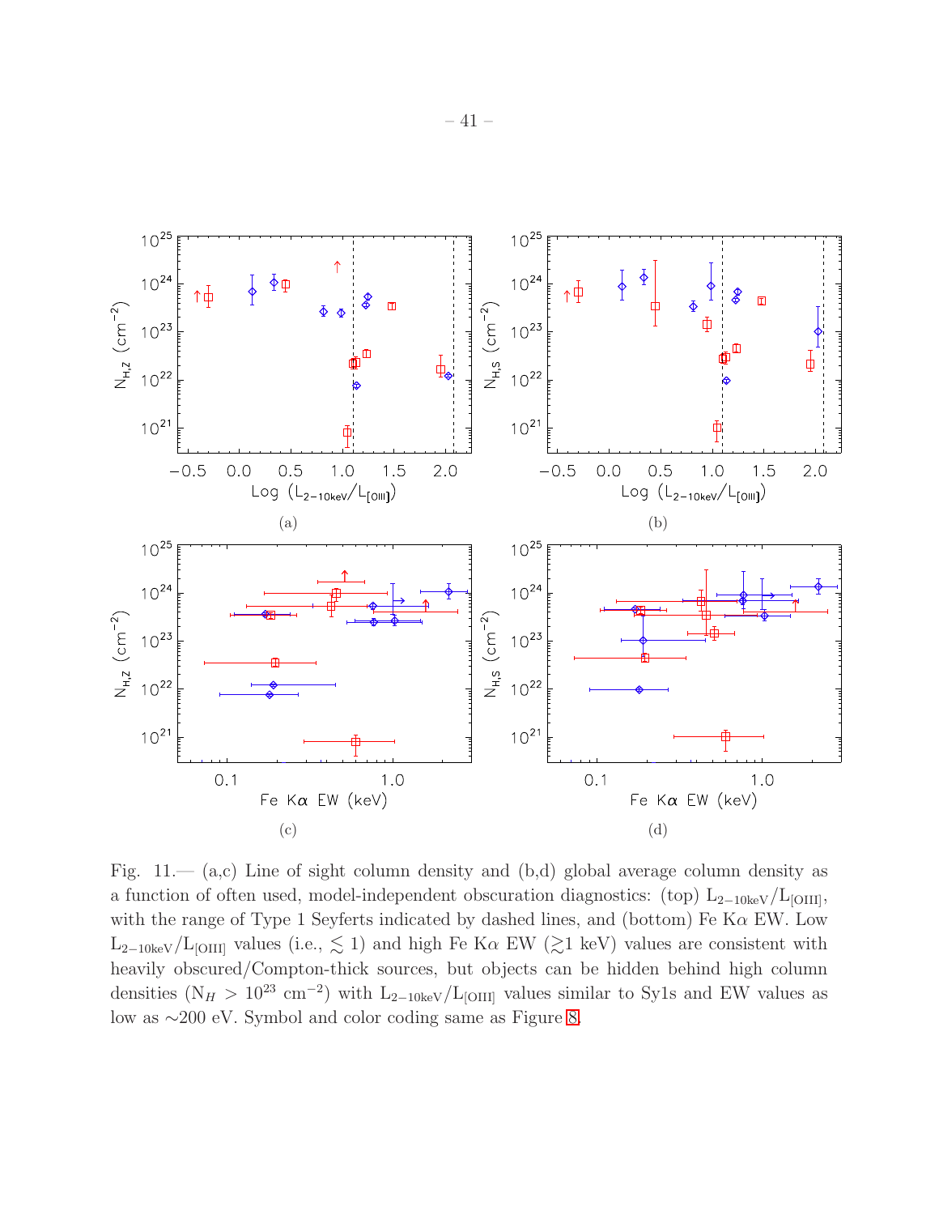$10^{25}$
$10^{24}$
$10^{23}$
$10^{22}$
$10^{21}$
$N_{H,Z}$ (cm$^{-2}$)
−0.5 0.0 0.5 1.0 1.5 2.0
Log ($L_{2-10keV}/L_{[OIII]}$)

(a)

$10^{25}$
$10^{24}$
$10^{23}$
$10^{22}$
$10^{21}$
$N_{H,S}$ (cm$^{-2}$)
−0.5 0.0 0.5 1.0 1.5 2.0
Log ($L_{2-10keV}/L_{[OIII]}$)

(b)

$10^{25}$
$10^{24}$
$10^{23}$
$10^{22}$
$10^{21}$
$N_{H,Z}$ (cm$^{-2}$)
0.1 1.0
Fe K$\alpha$ EW (keV)

(c)

$10^{25}$
$10^{24}$
$10^{23}$
$10^{22}$
$10^{21}$
$N_{H,S}$ (cm$^{-2}$)
0.1 1.0
Fe K$\alpha$ EW (keV)

(d)

Fig. 11.— (a,c) Line of sight column density and (b,d) global average column density as a function of often used, model-independent obscuration diagnostics: (top) $L_{2-10keV}/L_{[OIII]}$, with the range of Type 1 Seyferts indicated by dashed lines, and (bottom) Fe K$\alpha$ EW. Low $L_{2-10keV}/L_{[OIII]}$ values (i.e., $\lesssim 1$) and high Fe K$\alpha$ EW ($\gtrsim$1 keV) values are consistent with heavily obscured/Compton-thick sources, but objects can be hidden behind high column densities ($N_H > 10^{23}$ cm$^{-2}$) with $L_{2-10keV}/L_{[OIII]}$ values similar to Sy1s and EW values as low as ∼200 eV. Symbol and color coding same as Figure 8.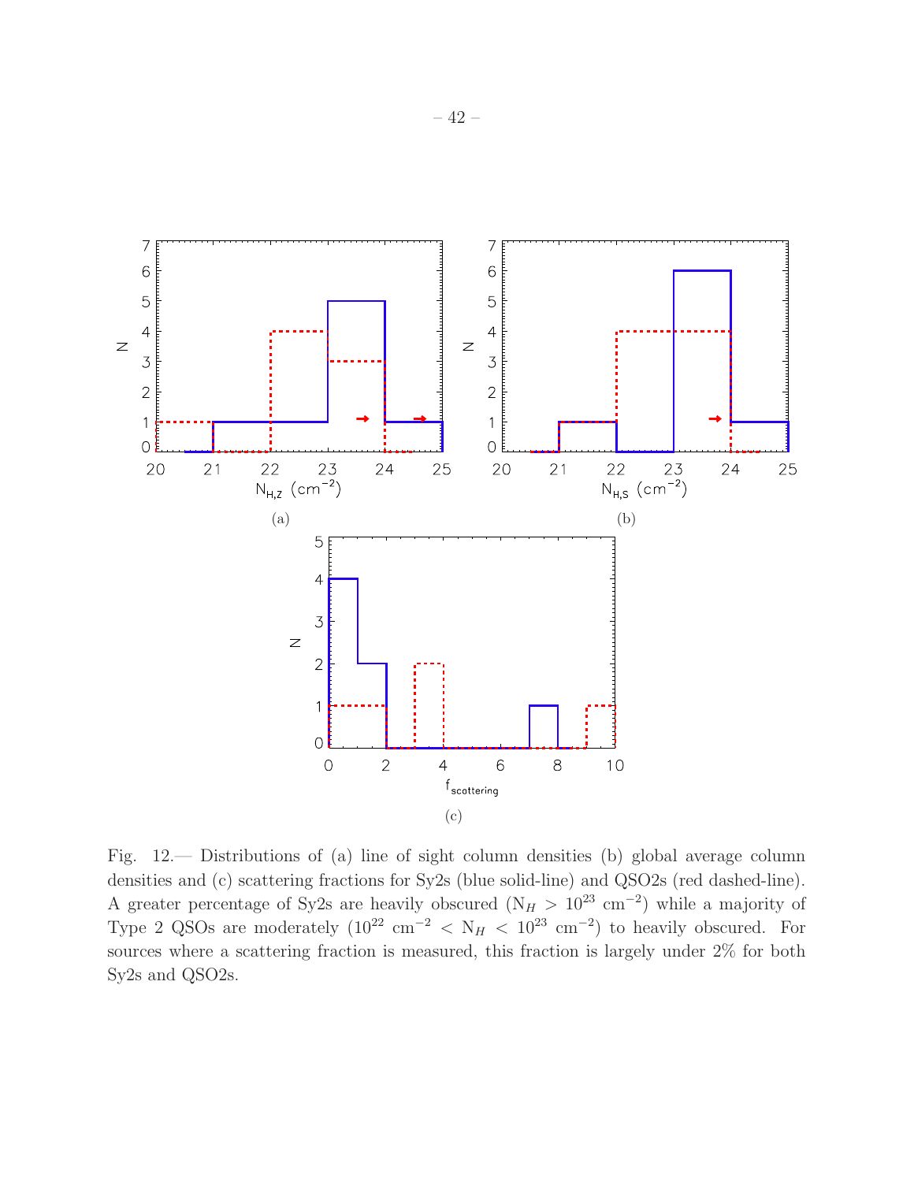N

$N_{H,Z}$ (cm$^{-2}$)

(a)

N

$N_{H,S}$ (cm$^{-2}$)

(b)

N

$f_{scattering}$

(c)

Fig. 12.— Distributions of (a) line of sight column densities (b) global average column densities and (c) scattering fractions for Sy2s (blue solid-line) and QSO2s (red dashed-line). A greater percentage of Sy2s are heavily obscured ($N_H > 10^{23}$ cm$^{-2}$) while a majority of Type 2 QSOs are moderately ($10^{22}$ cm$^{-2}$ $< N_H < 10^{23}$ cm$^{-2}$) to heavily obscured. For sources where a scattering fraction is measured, this fraction is largely under 2% for both Sy2s and QSO2s.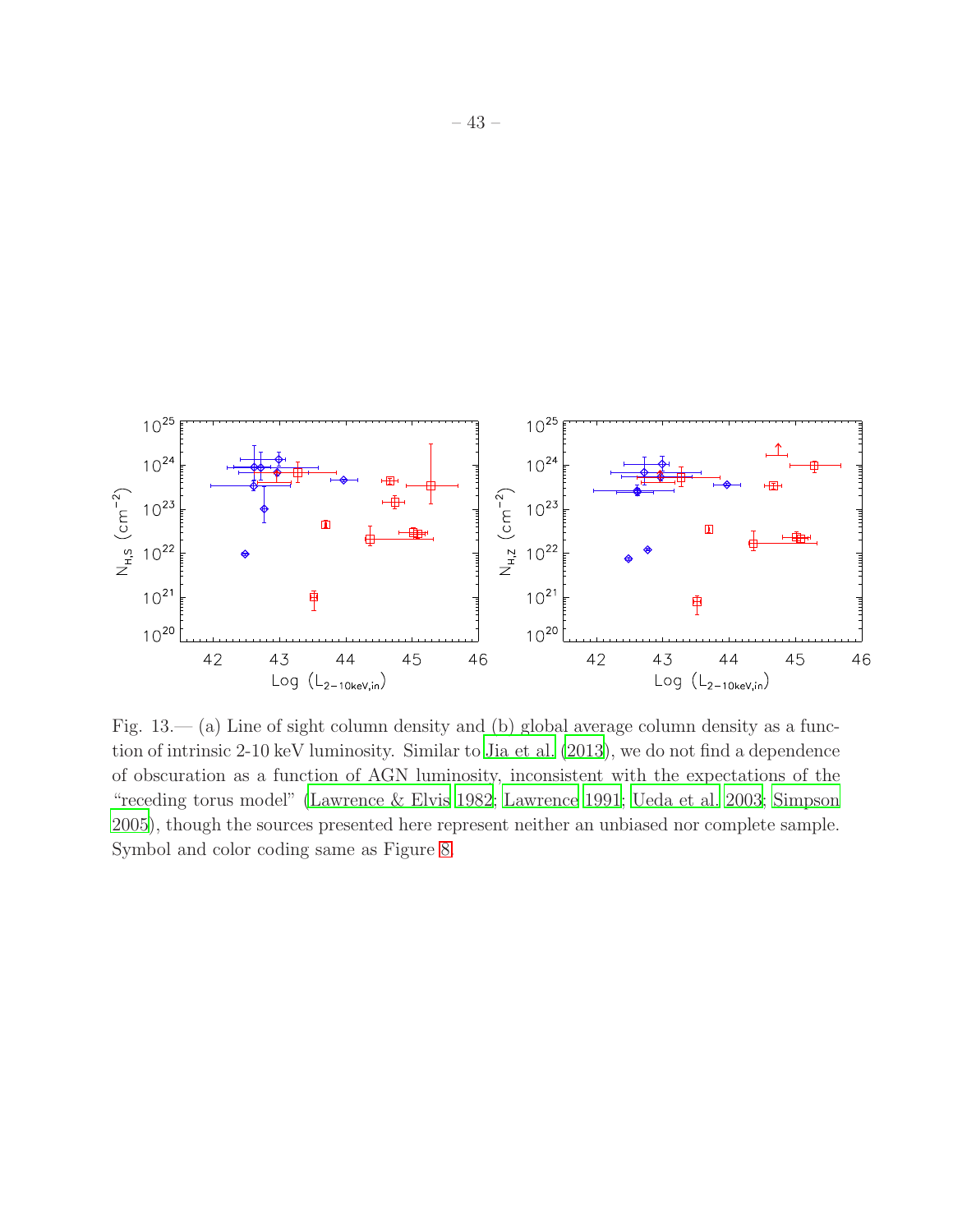$10^{25}$
$10^{24}$
$10^{23}$
$10^{22}$
$10^{21}$
$10^{20}$
$N_{H,S}$ ($cm^{-2}$)
42 43 44 45 46
Log ($L_{2-10keV,in}$)

$10^{25}$
$10^{24}$
$10^{23}$
$10^{22}$
$10^{21}$
$10^{20}$
$N_{H,Z}$ ($cm^{-2}$)
42 43 44 45 46
Log ($L_{2-10keV,in}$)

Fig. 13.— (a) Line of sight column density and (b) global average column density as a function of intrinsic 2-10 keV luminosity. Similar to Jia et al. (2013), we do not find a dependence of obscuration as a function of AGN luminosity, inconsistent with the expectations of the "receding torus model" (Lawrence & Elvis 1982; Lawrence 1991; Ueda et al. 2003; Simpson 2005), though the sources presented here represent neither an unbiased nor complete sample. Symbol and color coding same as Figure 8.